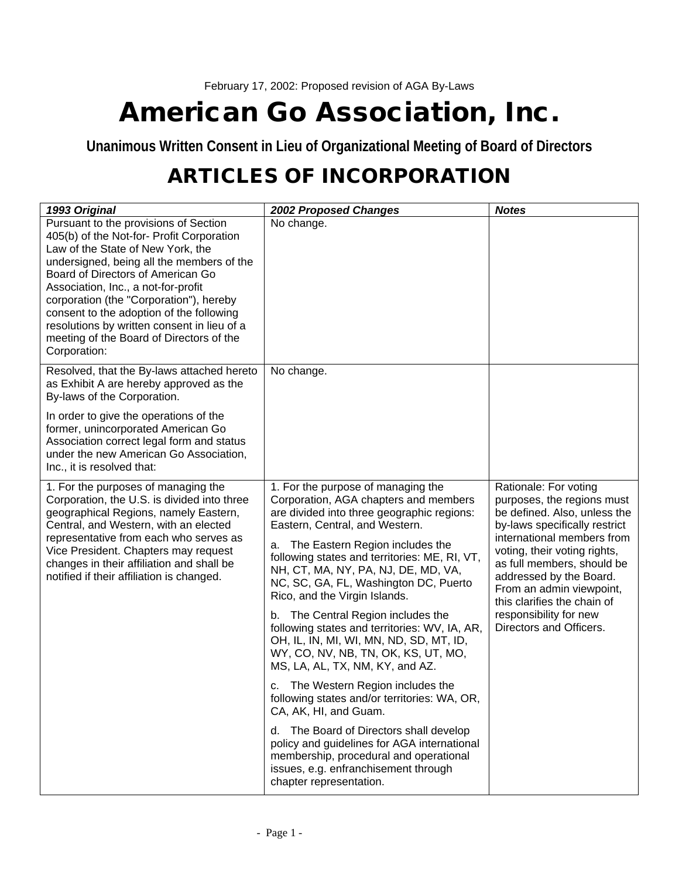February 17, 2002: Proposed revision of AGA By-Laws

# American Go Association, Inc.

### Unanimous Written Consent in Lieu of Organizational Meeting of Board of Directors

## ARTICLES OF INCORPORATION

| *1993 Original* | *2002 Proposed Changes* | *Notes* |
|---|---|---|
| Pursuant to the provisions of Section 405(b) of the Not-for- Profit Corporation Law of the State of New York, the undersigned, being all the members of the Board of Directors of American Go Association, Inc., a not-for-profit corporation (the "Corporation"), hereby consent to the adoption of the following resolutions by written consent in lieu of a meeting of the Board of Directors of the Corporation: | No change. | |
| Resolved, that the By-laws attached hereto as Exhibit A are hereby approved as the By-laws of the Corporation.<br><br>In order to give the operations of the former, unincorporated American Go Association correct legal form and status under the new American Go Association, Inc., it is resolved that: | No change. | |
| 1. For the purposes of managing the Corporation, the U.S. is divided into three geographical Regions, namely Eastern, Central, and Western, with an elected representative from each who serves as Vice President. Chapters may request changes in their affiliation and shall be notified if their affiliation is changed. | 1. For the purpose of managing the Corporation, AGA chapters and members are divided into three geographic regions: Eastern, Central, and Western.<br><br>a. The Eastern Region includes the following states and territories: ME, RI, VT, NH, CT, MA, NY, PA, NJ, DE, MD, VA, NC, SC, GA, FL, Washington DC, Puerto Rico, and the Virgin Islands.<br><br>b. The Central Region includes the following states and territories: WV, IA, AR, OH, IL, IN, MI, WI, MN, ND, SD, MT, ID, WY, CO, NV, NB, TN, OK, KS, UT, MO, MS, LA, AL, TX, NM, KY, and AZ.<br><br>c. The Western Region includes the following states and/or territories: WA, OR, CA, AK, HI, and Guam.<br><br>d. The Board of Directors shall develop policy and guidelines for AGA international membership, procedural and operational issues, e.g. enfranchisement through chapter representation. | Rationale: For voting purposes, the regions must be defined. Also, unless the by-laws specifically restrict international members from voting, their voting rights, as full members, should be addressed by the Board. From an admin viewpoint, this clarifies the chain of responsibility for new Directors and Officers. |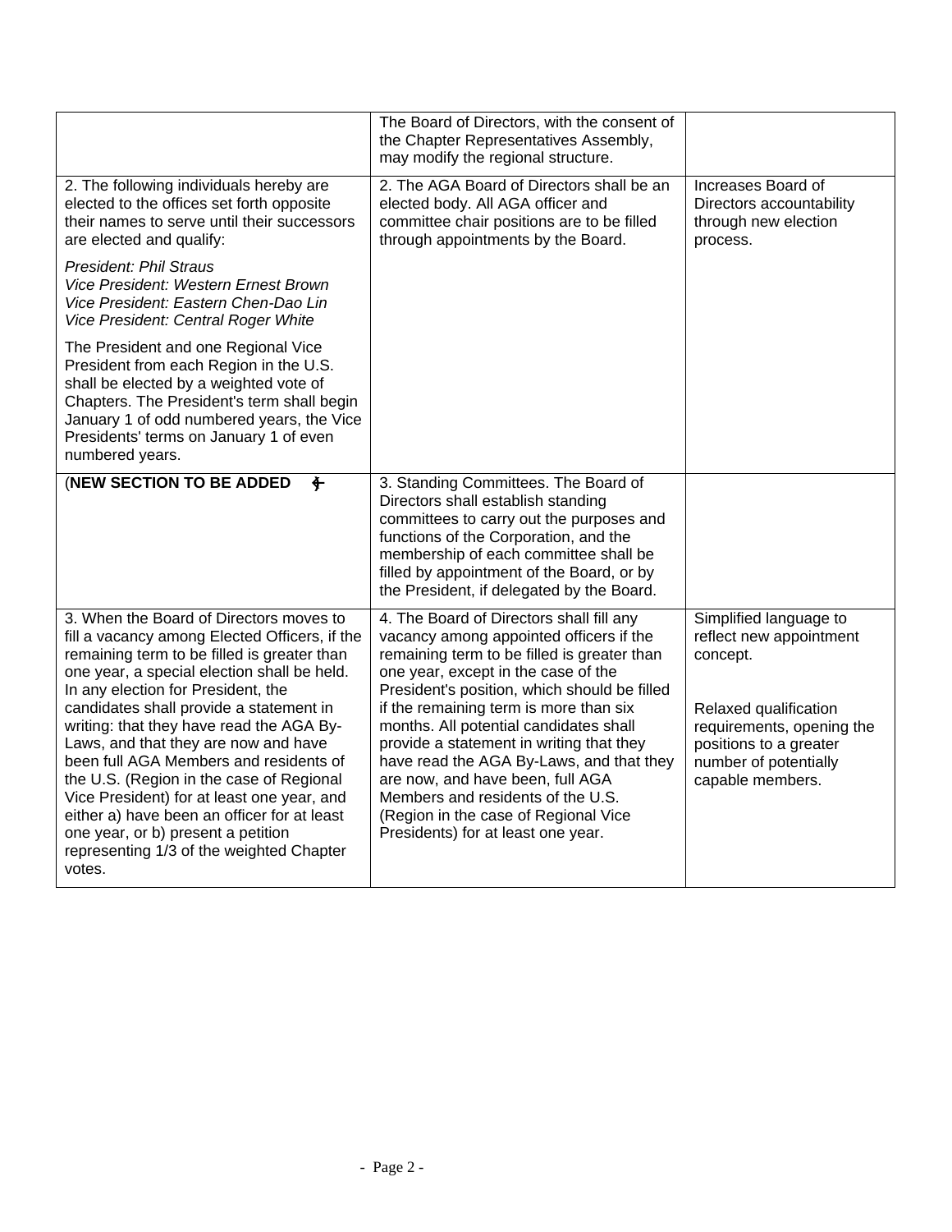|  |  |  |
|---|---|---|
|  | The Board of Directors, with the consent of the Chapter Representatives Assembly, may modify the regional structure. |  |
| 2. The following individuals hereby are elected to the offices set forth opposite their names to serve until their successors are elected and qualify:<br><br>*President: Phil Straus*<br>*Vice President: Western Ernest Brown*<br>*Vice President: Eastern Chen-Dao Lin*<br>*Vice President: Central Roger White*<br><br>The President and one Regional Vice President from each Region in the U.S. shall be elected by a weighted vote of Chapters. The President's term shall begin January 1 of odd numbered years, the Vice Presidents' terms on January 1 of even numbered years. | 2. The AGA Board of Directors shall be an elected body. All AGA officer and committee chair positions are to be filled through appointments by the Board. | Increases Board of Directors accountability through new election process. |
| (**NEW SECTION TO BE ADDED** ) | 3. Standing Committees. The Board of Directors shall establish standing committees to carry out the purposes and functions of the Corporation, and the membership of each committee shall be filled by appointment of the Board, or by the President, if delegated by the Board. |  |
| 3. When the Board of Directors moves to fill a vacancy among Elected Officers, if the remaining term to be filled is greater than one year, a special election shall be held. In any election for President, the candidates shall provide a statement in writing: that they have read the AGA By-Laws, and that they are now and have been full AGA Members and residents of the U.S. (Region in the case of Regional Vice President) for at least one year, and either a) have been an officer for at least one year, or b) present a petition representing 1/3 of the weighted Chapter votes. | 4. The Board of Directors shall fill any vacancy among appointed officers if the remaining term to be filled is greater than one year, except in the case of the President's position, which should be filled if the remaining term is more than six months. All potential candidates shall provide a statement in writing that they have read the AGA By-Laws, and that they are now, and have been, full AGA Members and residents of the U.S. (Region in the case of Regional Vice Presidents) for at least one year. | Simplified language to reflect new appointment concept.<br><br>Relaxed qualification requirements, opening the positions to a greater number of potentially capable members. |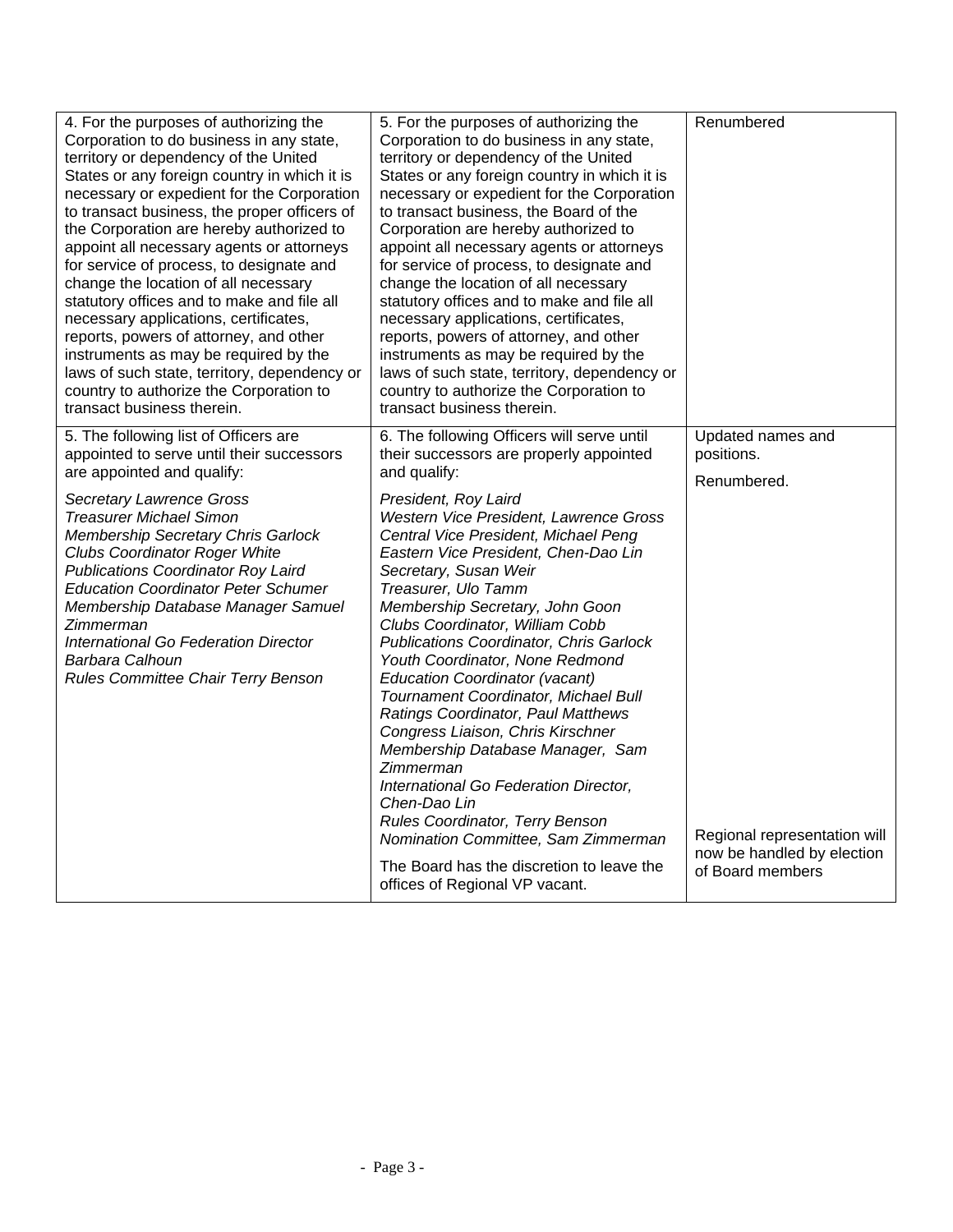| | | |
|---|---|---|
| 4. For the purposes of authorizing the Corporation to do business in any state, territory or dependency of the United States or any foreign country in which it is necessary or expedient for the Corporation to transact business, the proper officers of the Corporation are hereby authorized to appoint all necessary agents or attorneys for service of process, to designate and change the location of all necessary statutory offices and to make and file all necessary applications, certificates, reports, powers of attorney, and other instruments as may be required by the laws of such state, territory, dependency or country to authorize the Corporation to transact business therein. | 5. For the purposes of authorizing the Corporation to do business in any state, territory or dependency of the United States or any foreign country in which it is necessary or expedient for the Corporation to transact business, the Board of the Corporation are hereby authorized to appoint all necessary agents or attorneys for service of process, to designate and change the location of all necessary statutory offices and to make and file all necessary applications, certificates, reports, powers of attorney, and other instruments as may be required by the laws of such state, territory, dependency or country to authorize the Corporation to transact business therein. | Renumbered |
| 5. The following list of Officers are appointed to serve until their successors are appointed and qualify:<br><br>*Secretary Lawrence Gross*<br>*Treasurer Michael Simon*<br>*Membership Secretary Chris Garlock*<br>*Clubs Coordinator Roger White*<br>*Publications Coordinator Roy Laird*<br>*Education Coordinator Peter Schumer*<br>*Membership Database Manager Samuel Zimmerman*<br>*International Go Federation Director Barbara Calhoun*<br>*Rules Committee Chair Terry Benson* | 6. The following Officers will serve until their successors are properly appointed and qualify:<br><br>*President, Roy Laird*<br>*Western Vice President, Lawrence Gross*<br>*Central Vice President, Michael Peng*<br>*Eastern Vice President, Chen-Dao Lin*<br>*Secretary, Susan Weir*<br>*Treasurer, Ulo Tamm*<br>*Membership Secretary, John Goon*<br>*Clubs Coordinator, William Cobb*<br>*Publications Coordinator, Chris Garlock*<br>*Youth Coordinator, None Redmond*<br>*Education Coordinator (vacant)*<br>*Tournament Coordinator, Michael Bull*<br>*Ratings Coordinator, Paul Matthews*<br>*Congress Liaison, Chris Kirschner*<br>*Membership Database Manager, Sam Zimmerman*<br>*International Go Federation Director, Chen-Dao Lin*<br>*Rules Coordinator, Terry Benson*<br>*Nomination Committee, Sam Zimmerman*<br><br>The Board has the discretion to leave the offices of Regional VP vacant. | Updated names and positions.<br><br>Renumbered.<br><br>Regional representation will now be handled by election of Board members |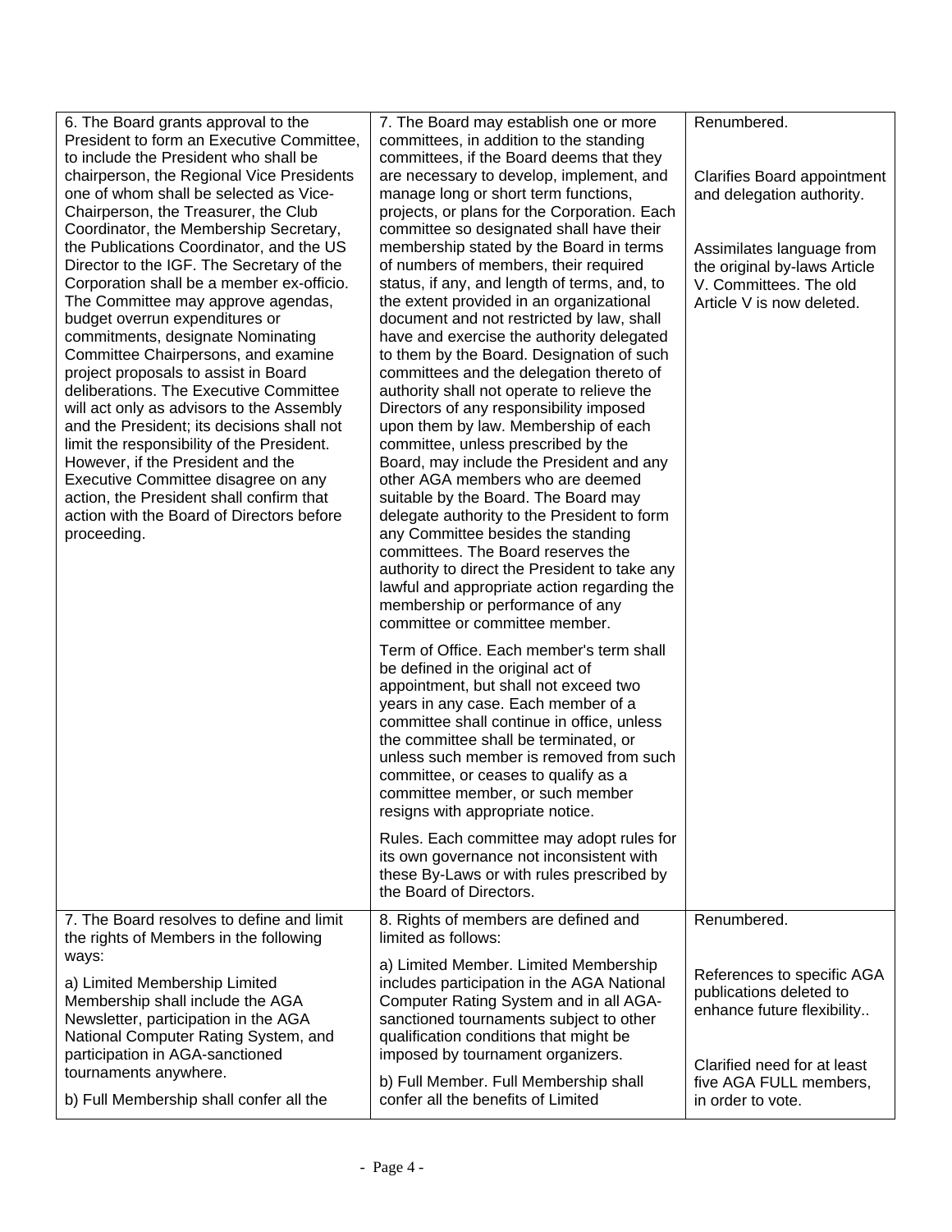| | | |
|---|---|---|
| 6. The Board grants approval to the President to form an Executive Committee, to include the President who shall be chairperson, the Regional Vice Presidents one of whom shall be selected as Vice-Chairperson, the Treasurer, the Club Coordinator, the Membership Secretary, the Publications Coordinator, and the US Director to the IGF. The Secretary of the Corporation shall be a member ex-officio. The Committee may approve agendas, budget overrun expenditures or commitments, designate Nominating Committee Chairpersons, and examine project proposals to assist in Board deliberations. The Executive Committee will act only as advisors to the Assembly and the President; its decisions shall not limit the responsibility of the President. However, if the President and the Executive Committee disagree on any action, the President shall confirm that action with the Board of Directors before proceeding. | 7. The Board may establish one or more committees, in addition to the standing committees, if the Board deems that they are necessary to develop, implement, and manage long or short term functions, projects, or plans for the Corporation. Each committee so designated shall have their membership stated by the Board in terms of numbers of members, their required status, if any, and length of terms, and, to the extent provided in an organizational document and not restricted by law, shall have and exercise the authority delegated to them by the Board. Designation of such committees and the delegation thereto of authority shall not operate to relieve the Directors of any responsibility imposed upon them by law. Membership of each committee, unless prescribed by the Board, may include the President and any other AGA members who are deemed suitable by the Board. The Board may delegate authority to the President to form any Committee besides the standing committees. The Board reserves the authority to direct the President to take any lawful and appropriate action regarding the membership or performance of any committee or committee member.<br><br>Term of Office. Each member's term shall be defined in the original act of appointment, but shall not exceed two years in any case. Each member of a committee shall continue in office, unless the committee shall be terminated, or unless such member is removed from such committee, or ceases to qualify as a committee member, or such member resigns with appropriate notice.<br><br>Rules. Each committee may adopt rules for its own governance not inconsistent with these By-Laws or with rules prescribed by the Board of Directors. | Renumbered.<br><br>Clarifies Board appointment and delegation authority.<br><br>Assimilates language from the original by-laws Article V. Committees. The old Article V is now deleted. |
| 7. The Board resolves to define and limit the rights of Members in the following ways:<br><br>a) Limited Membership Limited Membership shall include the AGA Newsletter, participation in the AGA National Computer Rating System, and participation in AGA-sanctioned tournaments anywhere.<br><br>b) Full Membership shall confer all the | 8. Rights of members are defined and limited as follows:<br><br>a) Limited Member. Limited Membership includes participation in the AGA National Computer Rating System and in all AGA-sanctioned tournaments subject to other qualification conditions that might be imposed by tournament organizers.<br><br>b) Full Member. Full Membership shall confer all the benefits of Limited | Renumbered.<br><br>References to specific AGA publications deleted to enhance future flexibility..<br><br>Clarified need for at least five AGA FULL members, in order to vote. |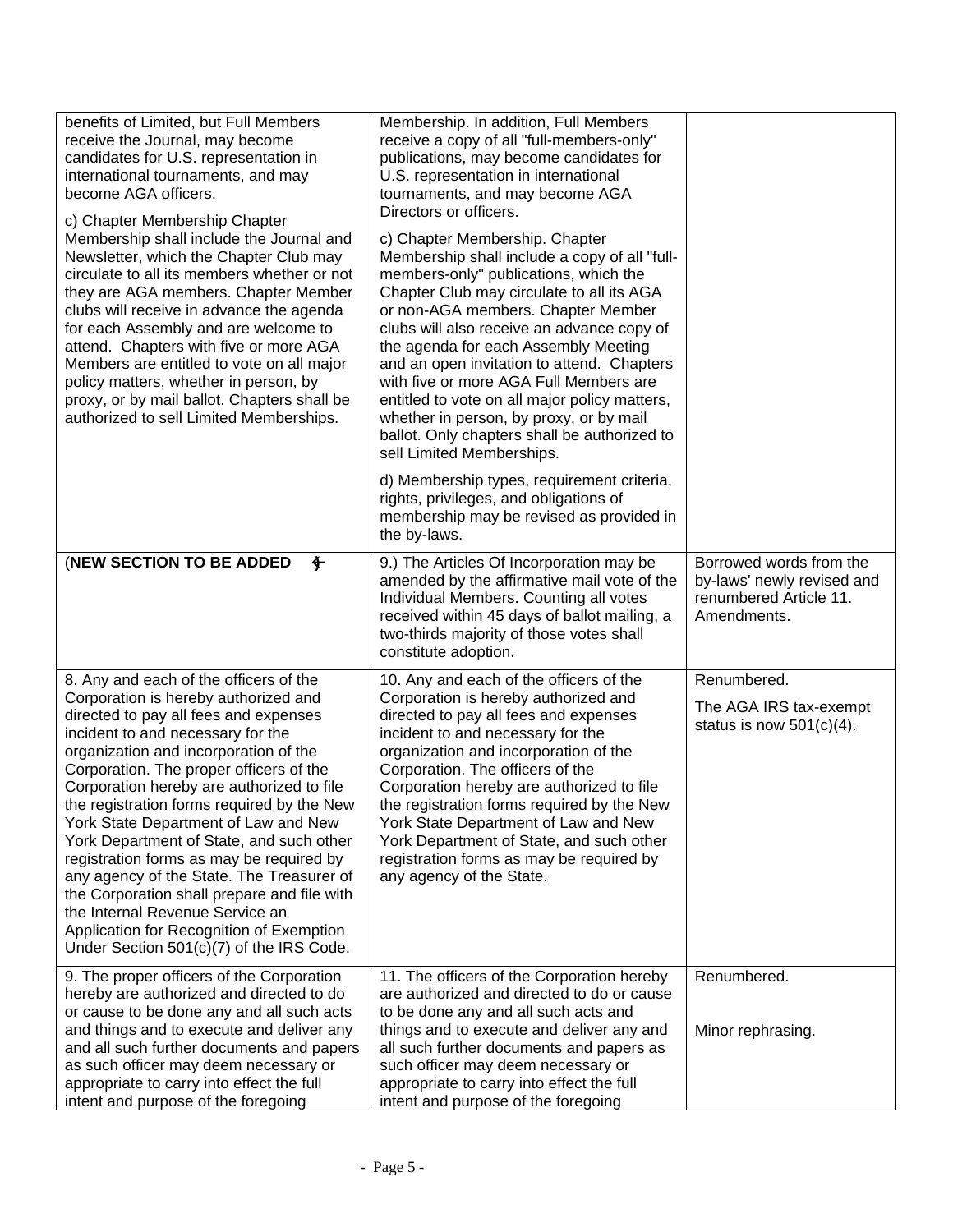| | | |
|---|---|---|
| benefits of Limited, but Full Members receive the Journal, may become candidates for U.S. representation in international tournaments, and may become AGA officers.<br><br>c) Chapter Membership Chapter Membership shall include the Journal and Newsletter, which the Chapter Club may circulate to all its members whether or not they are AGA members. Chapter Member clubs will receive in advance the agenda for each Assembly and are welcome to attend. Chapters with five or more AGA Members are entitled to vote on all major policy matters, whether in person, by proxy, or by mail ballot. Chapters shall be authorized to sell Limited Memberships. | Membership. In addition, Full Members receive a copy of all "full-members-only" publications, may become candidates for U.S. representation in international tournaments, and may become AGA Directors or officers.<br><br>c) Chapter Membership. Chapter Membership shall include a copy of all "full-members-only" publications, which the Chapter Club may circulate to all its AGA or non-AGA members. Chapter Member clubs will also receive an advance copy of the agenda for each Assembly Meeting and an open invitation to attend. Chapters with five or more AGA Full Members are entitled to vote on all major policy matters, whether in person, by proxy, or by mail ballot. Only chapters shall be authorized to sell Limited Memberships.<br><br>d) Membership types, requirement criteria, rights, privileges, and obligations of membership may be revised as provided in the by-laws. | |
| (**NEW SECTION TO BE ADDED** ) | 9.) The Articles Of Incorporation may be amended by the affirmative mail vote of the Individual Members. Counting all votes received within 45 days of ballot mailing, a two-thirds majority of those votes shall constitute adoption. | Borrowed words from the by-laws' newly revised and renumbered Article 11. Amendments. |
| 8. Any and each of the officers of the Corporation is hereby authorized and directed to pay all fees and expenses incident to and necessary for the organization and incorporation of the Corporation. The proper officers of the Corporation hereby are authorized to file the registration forms required by the New York State Department of Law and New York Department of State, and such other registration forms as may be required by any agency of the State. The Treasurer of the Corporation shall prepare and file with the Internal Revenue Service an Application for Recognition of Exemption Under Section 501(c)(7) of the IRS Code. | 10. Any and each of the officers of the Corporation is hereby authorized and directed to pay all fees and expenses incident to and necessary for the organization and incorporation of the Corporation. The officers of the Corporation hereby are authorized to file the registration forms required by the New York State Department of Law and New York Department of State, and such other registration forms as may be required by any agency of the State. | Renumbered.<br><br>The AGA IRS tax-exempt status is now 501(c)(4). |
| 9. The proper officers of the Corporation hereby are authorized and directed to do or cause to be done any and all such acts and things and to execute and deliver any and all such further documents and papers as such officer may deem necessary or appropriate to carry into effect the full intent and purpose of the foregoing | 11. The officers of the Corporation hereby are authorized and directed to do or cause to be done any and all such acts and things and to execute and deliver any and all such further documents and papers as such officer may deem necessary or appropriate to carry into effect the full intent and purpose of the foregoing | Renumbered.<br><br>Minor rephrasing. |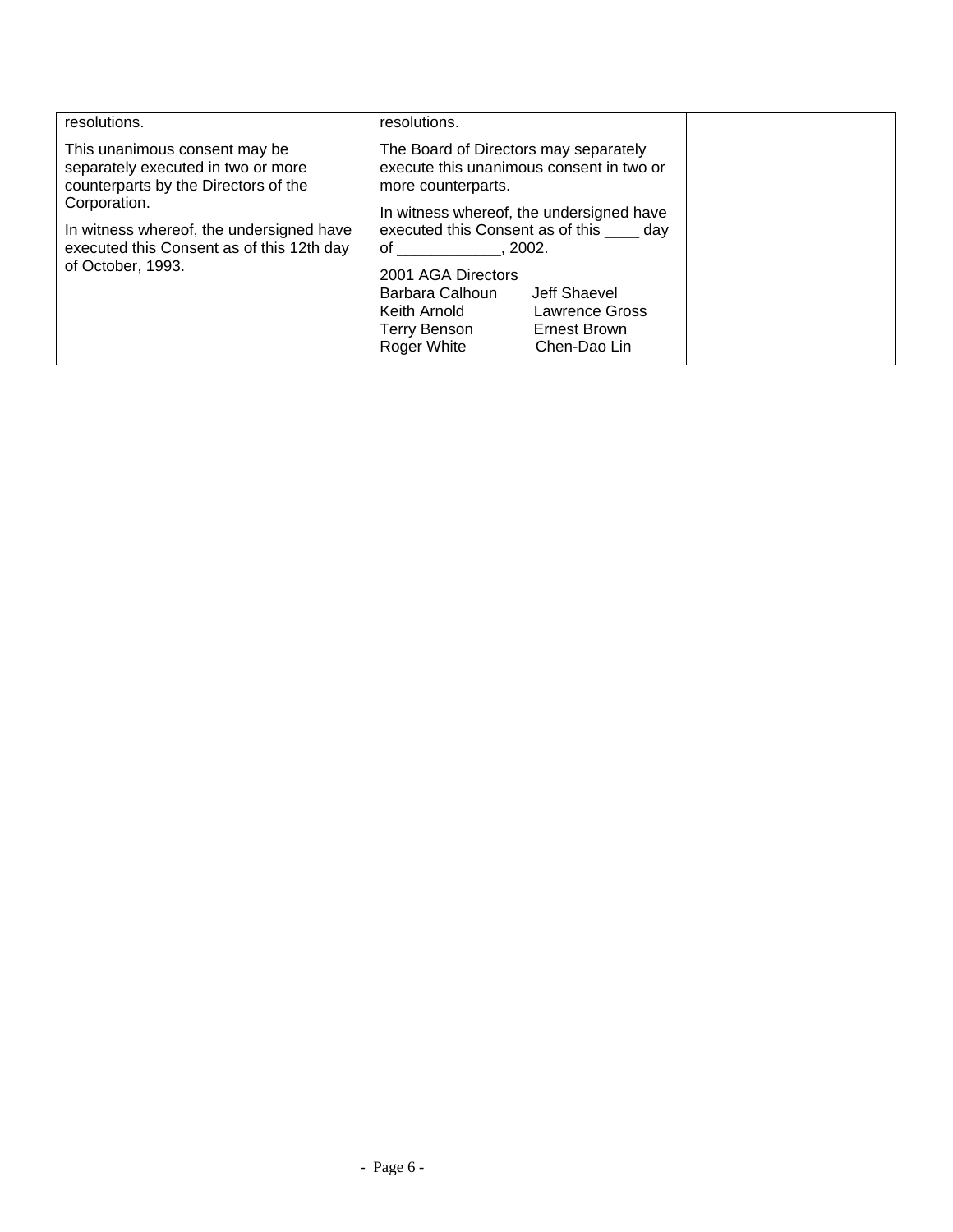| | | |
|---|---|---|
| resolutions.<br><br>This unanimous consent may be separately executed in two or more counterparts by the Directors of the Corporation.<br><br>In witness whereof, the undersigned have executed this Consent as of this 12th day of October, 1993. | resolutions.<br><br>The Board of Directors may separately execute this unanimous consent in two or more counterparts.<br><br>In witness whereof, the undersigned have executed this Consent as of this ____ day of ____________, 2002.<br><br>2001 AGA Directors<br>Barbara Calhoun Jeff Shaevel<br>Keith Arnold Lawrence Gross<br>Terry Benson Ernest Brown<br>Roger White Chen-Dao Lin | |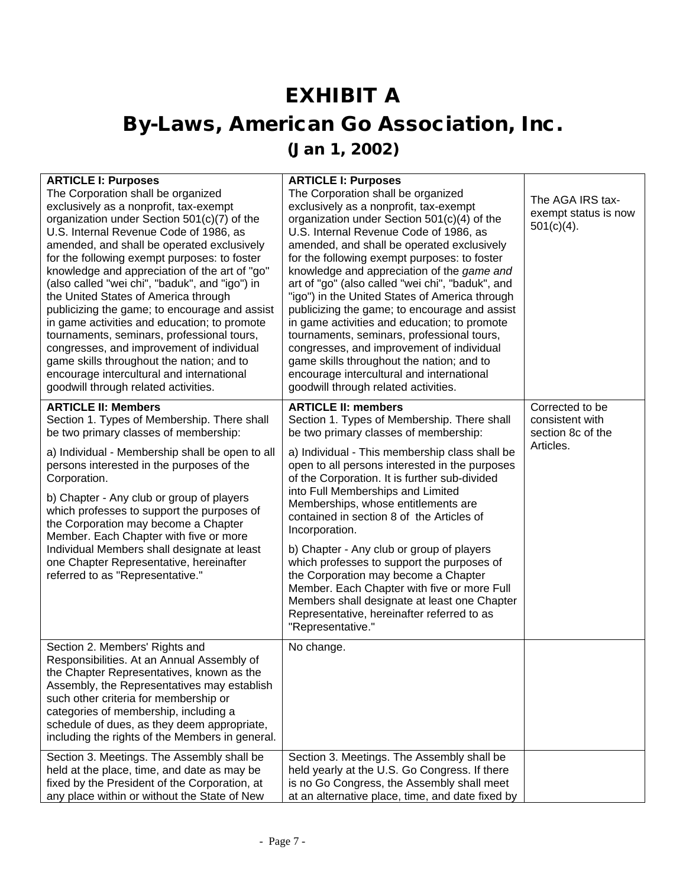# EXHIBIT A

# By-Laws, American Go Association, Inc.

## (Jan 1, 2002)

| | | |
|---|---|---|
| **ARTICLE I: Purposes**<br>The Corporation shall be organized exclusively as a nonprofit, tax-exempt organization under Section 501(c)(7) of the U.S. Internal Revenue Code of 1986, as amended, and shall be operated exclusively for the following exempt purposes: to foster knowledge and appreciation of the art of "go" (also called "wei chi", "baduk", and "igo") in the United States of America through publicizing the game; to encourage and assist in game activities and education; to promote tournaments, seminars, professional tours, congresses, and improvement of individual game skills throughout the nation; and to encourage intercultural and international goodwill through related activities. | **ARTICLE I: Purposes**<br>The Corporation shall be organized exclusively as a nonprofit, tax-exempt organization under Section 501(c)(4) of the U.S. Internal Revenue Code of 1986, as amended, and shall be operated exclusively for the following exempt purposes: to foster knowledge and appreciation of the *game and* art of "go" (also called "wei chi", "baduk", and "igo") in the United States of America through publicizing the game; to encourage and assist in game activities and education; to promote tournaments, seminars, professional tours, congresses, and improvement of individual game skills throughout the nation; and to encourage intercultural and international goodwill through related activities. | The AGA IRS tax-exempt status is now 501(c)(4). |
| **ARTICLE II: Members**<br>Section 1. Types of Membership. There shall be two primary classes of membership:<br><br>a) Individual - Membership shall be open to all persons interested in the purposes of the Corporation.<br><br>b) Chapter - Any club or group of players which professes to support the purposes of the Corporation may become a Chapter Member. Each Chapter with five or more Individual Members shall designate at least one Chapter Representative, hereinafter referred to as "Representative." | **ARTICLE II: members**<br>Section 1. Types of Membership. There shall be two primary classes of membership:<br><br>a) Individual - This membership class shall be open to all persons interested in the purposes of the Corporation. It is further sub-divided into Full Memberships and Limited Memberships, whose entitlements are contained in section 8 of the Articles of Incorporation.<br><br>b) Chapter - Any club or group of players which professes to support the purposes of the Corporation may become a Chapter Member. Each Chapter with five or more Full Members shall designate at least one Chapter Representative, hereinafter referred to as "Representative." | Corrected to be consistent with section 8c of the Articles. |
| Section 2. Members' Rights and Responsibilities. At an Annual Assembly of the Chapter Representatives, known as the Assembly, the Representatives may establish such other criteria for membership or categories of membership, including a schedule of dues, as they deem appropriate, including the rights of the Members in general. | No change. | |
| Section 3. Meetings. The Assembly shall be held at the place, time, and date as may be fixed by the President of the Corporation, at any place within or without the State of New | Section 3. Meetings. The Assembly shall be held yearly at the U.S. Go Congress. If there is no Go Congress, the Assembly shall meet at an alternative place, time, and date fixed by | |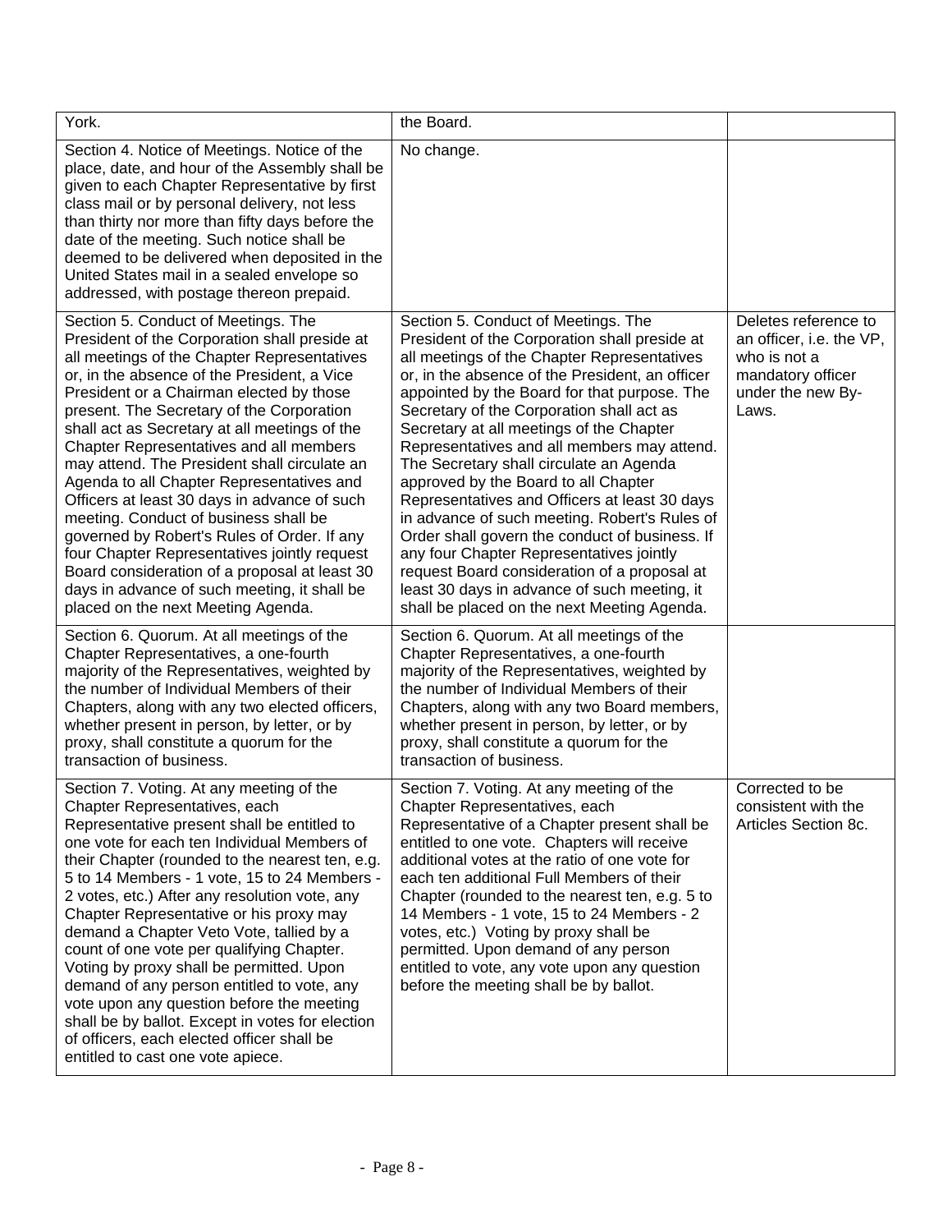| | | |
|---|---|---|
| York. | the Board. | |
| Section 4. Notice of Meetings. Notice of the place, date, and hour of the Assembly shall be given to each Chapter Representative by first class mail or by personal delivery, not less than thirty nor more than fifty days before the date of the meeting. Such notice shall be deemed to be delivered when deposited in the United States mail in a sealed envelope so addressed, with postage thereon prepaid. | No change. | |
| Section 5. Conduct of Meetings. The President of the Corporation shall preside at all meetings of the Chapter Representatives or, in the absence of the President, a Vice President or a Chairman elected by those present. The Secretary of the Corporation shall act as Secretary at all meetings of the Chapter Representatives and all members may attend. The President shall circulate an Agenda to all Chapter Representatives and Officers at least 30 days in advance of such meeting. Conduct of business shall be governed by Robert's Rules of Order. If any four Chapter Representatives jointly request Board consideration of a proposal at least 30 days in advance of such meeting, it shall be placed on the next Meeting Agenda. | Section 5. Conduct of Meetings. The President of the Corporation shall preside at all meetings of the Chapter Representatives or, in the absence of the President, an officer appointed by the Board for that purpose. The Secretary of the Corporation shall act as Secretary at all meetings of the Chapter Representatives and all members may attend. The Secretary shall circulate an Agenda approved by the Board to all Chapter Representatives and Officers at least 30 days in advance of such meeting. Robert's Rules of Order shall govern the conduct of business. If any four Chapter Representatives jointly request Board consideration of a proposal at least 30 days in advance of such meeting, it shall be placed on the next Meeting Agenda. | Deletes reference to an officer, i.e. the VP, who is not a mandatory officer under the new By-Laws. |
| Section 6. Quorum. At all meetings of the Chapter Representatives, a one-fourth majority of the Representatives, weighted by the number of Individual Members of their Chapters, along with any two elected officers, whether present in person, by letter, or by proxy, shall constitute a quorum for the transaction of business. | Section 6. Quorum. At all meetings of the Chapter Representatives, a one-fourth majority of the Representatives, weighted by the number of Individual Members of their Chapters, along with any two Board members, whether present in person, by letter, or by proxy, shall constitute a quorum for the transaction of business. | |
| Section 7. Voting. At any meeting of the Chapter Representatives, each Representative present shall be entitled to one vote for each ten Individual Members of their Chapter (rounded to the nearest ten, e.g. 5 to 14 Members - 1 vote, 15 to 24 Members - 2 votes, etc.) After any resolution vote, any Chapter Representative or his proxy may demand a Chapter Veto Vote, tallied by a count of one vote per qualifying Chapter. Voting by proxy shall be permitted. Upon demand of any person entitled to vote, any vote upon any question before the meeting shall be by ballot. Except in votes for election of officers, each elected officer shall be entitled to cast one vote apiece. | Section 7. Voting. At any meeting of the Chapter Representatives, each Representative of a Chapter present shall be entitled to one vote. Chapters will receive additional votes at the ratio of one vote for each ten additional Full Members of their Chapter (rounded to the nearest ten, e.g. 5 to 14 Members - 1 vote, 15 to 24 Members - 2 votes, etc.) Voting by proxy shall be permitted. Upon demand of any person entitled to vote, any vote upon any question before the meeting shall be by ballot. | Corrected to be consistent with the Articles Section 8c. |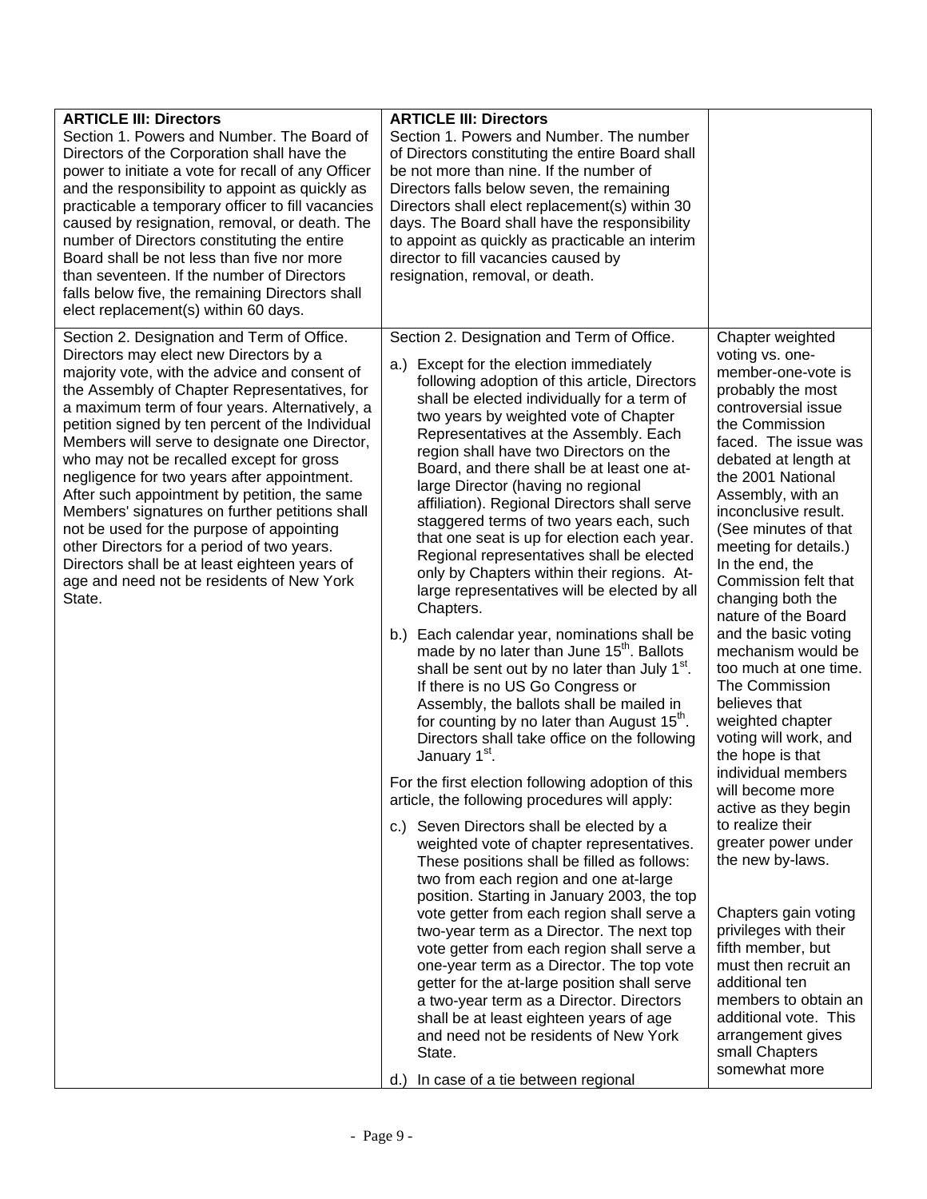| ARTICLE III: Directors | ARTICLE III: Directors | |
|---|---|---|
| Section 1. Powers and Number. The Board of Directors of the Corporation shall have the power to initiate a vote for recall of any Officer and the responsibility to appoint as quickly as practicable a temporary officer to fill vacancies caused by resignation, removal, or death. The number of Directors constituting the entire Board shall be not less than five nor more than seventeen. If the number of Directors falls below five, the remaining Directors shall elect replacement(s) within 60 days. | Section 1. Powers and Number. The number of Directors constituting the entire Board shall be not more than nine. If the number of Directors falls below seven, the remaining Directors shall elect replacement(s) within 30 days. The Board shall have the responsibility to appoint as quickly as practicable an interim director to fill vacancies caused by resignation, removal, or death. | |
| Section 2. Designation and Term of Office. Directors may elect new Directors by a majority vote, with the advice and consent of the Assembly of Chapter Representatives, for a maximum term of four years. Alternatively, a petition signed by ten percent of the Individual Members will serve to designate one Director, who may not be recalled except for gross negligence for two years after appointment. After such appointment by petition, the same Members' signatures on further petitions shall not be used for the purpose of appointing other Directors for a period of two years. Directors shall be at least eighteen years of age and need not be residents of New York State. | Section 2. Designation and Term of Office.<br><br>a.) Except for the election immediately following adoption of this article, Directors shall be elected individually for a term of two years by weighted vote of Chapter Representatives at the Assembly. Each region shall have two Directors on the Board, and there shall be at least one at-large Director (having no regional affiliation). Regional Directors shall serve staggered terms of two years each, such that one seat is up for election each year. Regional representatives shall be elected only by Chapters within their regions. At-large representatives will be elected by all Chapters.<br><br>b.) Each calendar year, nominations shall be made by no later than June 15th. Ballots shall be sent out by no later than July 1st. If there is no US Go Congress or Assembly, the ballots shall be mailed in for counting by no later than August 15th. Directors shall take office on the following January 1st.<br><br>For the first election following adoption of this article, the following procedures will apply:<br><br>c.) Seven Directors shall be elected by a weighted vote of chapter representatives. These positions shall be filled as follows: two from each region and one at-large position. Starting in January 2003, the top vote getter from each region shall serve a two-year term as a Director. The next top vote getter from each region shall serve a one-year term as a Director. The top vote getter for the at-large position shall serve a two-year term as a Director. Directors shall be at least eighteen years of age and need not be residents of New York State.<br><br>d.) In case of a tie between regional | Chapter weighted voting vs. one-member-one-vote is probably the most controversial issue the Commission faced. The issue was debated at length at the 2001 National Assembly, with an inconclusive result. (See minutes of that meeting for details.) In the end, the Commission felt that changing both the nature of the Board and the basic voting mechanism would be too much at one time. The Commission believes that weighted chapter voting will work, and the hope is that individual members will become more active as they begin to realize their greater power under the new by-laws.<br><br>Chapters gain voting privileges with their fifth member, but must then recruit an additional ten members to obtain an additional vote. This arrangement gives small Chapters somewhat more |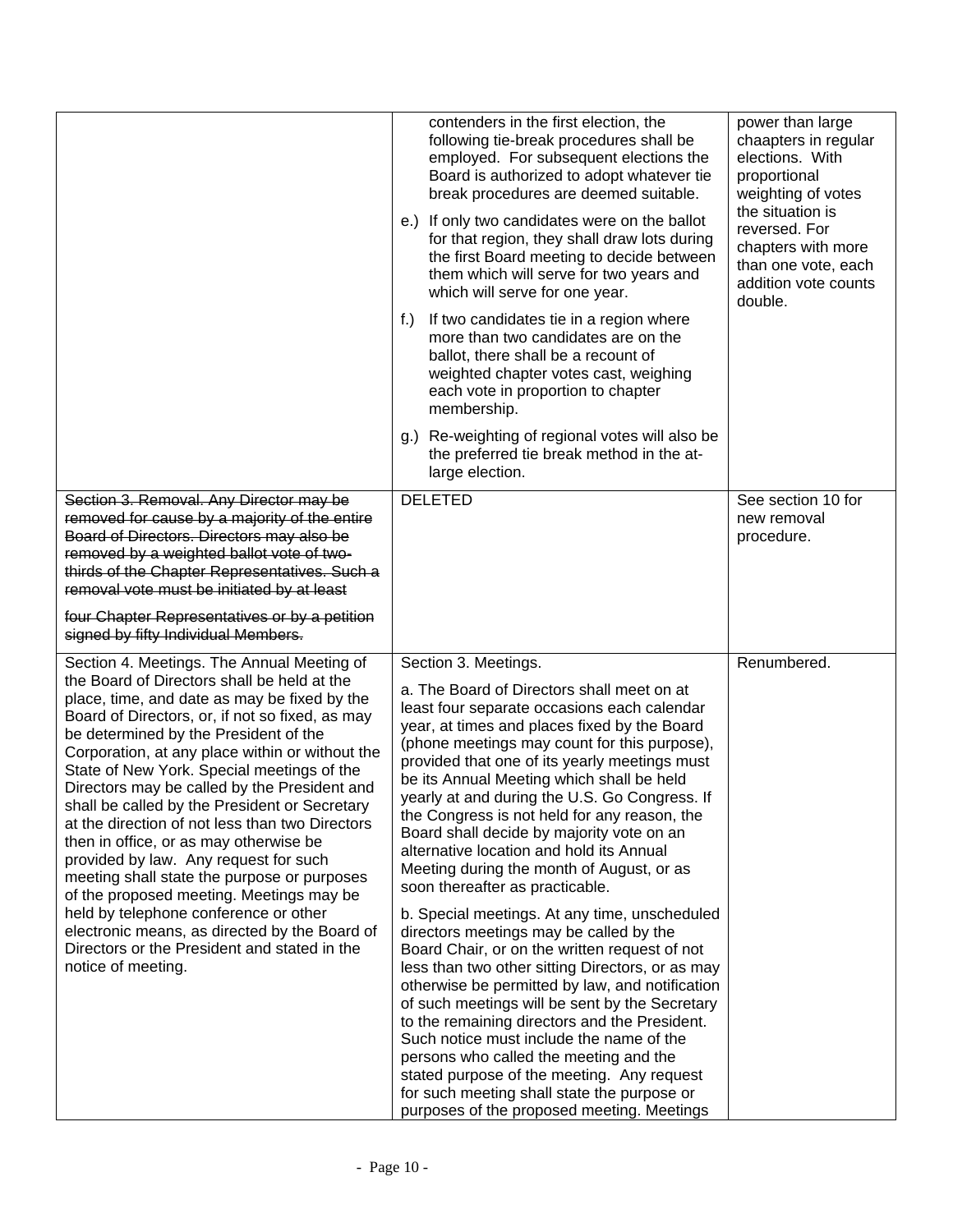| | | |
|---|---|---|
| | contenders in the first election, the following tie-break procedures shall be employed. For subsequent elections the Board is authorized to adopt whatever tie break procedures are deemed suitable.<br><br>e.) If only two candidates were on the ballot for that region, they shall draw lots during the first Board meeting to decide between them which will serve for two years and which will serve for one year.<br><br>f.) If two candidates tie in a region where more than two candidates are on the ballot, there shall be a recount of weighted chapter votes cast, weighing each vote in proportion to chapter membership.<br><br>g.) Re-weighting of regional votes will also be the preferred tie break method in the at-large election. | power than large chaapters in regular elections. With proportional weighting of votes the situation is reversed. For chapters with more than one vote, each addition vote counts double. |
| ~~Section 3. Removal. Any Director may be removed for cause by a majority of the entire Board of Directors. Directors may also be removed by a weighted ballot vote of two-thirds of the Chapter Representatives. Such a removal vote must be initiated by at least four Chapter Representatives or by a petition signed by fifty Individual Members.~~ | DELETED | See section 10 for new removal procedure. |
| Section 4. Meetings. The Annual Meeting of the Board of Directors shall be held at the place, time, and date as may be fixed by the Board of Directors, or, if not so fixed, as may be determined by the President of the Corporation, at any place within or without the State of New York. Special meetings of the Directors may be called by the President and shall be called by the President or Secretary at the direction of not less than two Directors then in office, or as may otherwise be provided by law. Any request for such meeting shall state the purpose or purposes of the proposed meeting. Meetings may be held by telephone conference or other electronic means, as directed by the Board of Directors or the President and stated in the notice of meeting. | Section 3. Meetings.<br><br>a. The Board of Directors shall meet on at least four separate occasions each calendar year, at times and places fixed by the Board (phone meetings may count for this purpose), provided that one of its yearly meetings must be its Annual Meeting which shall be held yearly at and during the U.S. Go Congress. If the Congress is not held for any reason, the Board shall decide by majority vote on an alternative location and hold its Annual Meeting during the month of August, or as soon thereafter as practicable.<br><br>b. Special meetings. At any time, unscheduled directors meetings may be called by the Board Chair, or on the written request of not less than two other sitting Directors, or as may otherwise be permitted by law, and notification of such meetings will be sent by the Secretary to the remaining directors and the President. Such notice must include the name of the persons who called the meeting and the stated purpose of the meeting. Any request for such meeting shall state the purpose or purposes of the proposed meeting. Meetings | Renumbered. |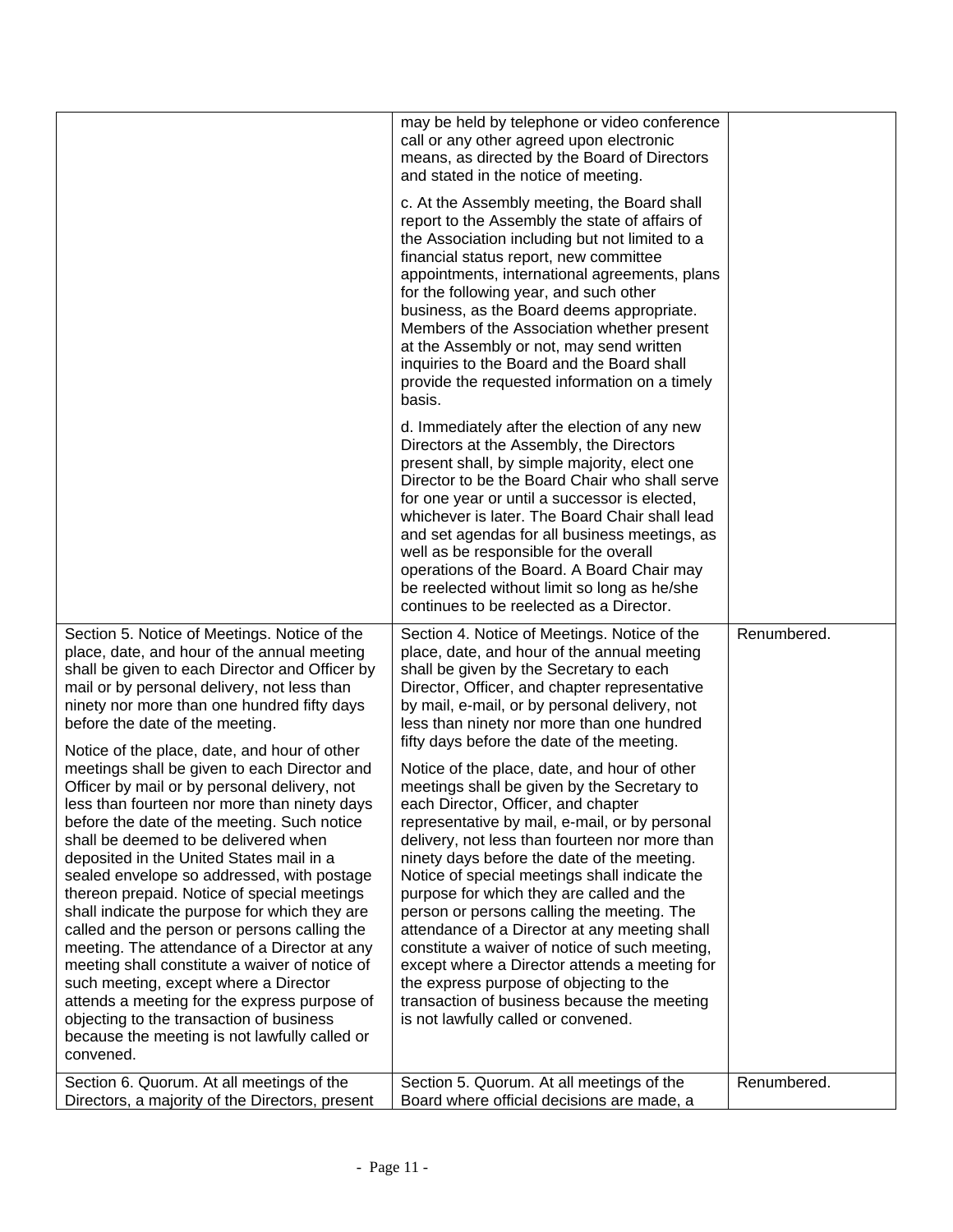| | | |
|---|---|---|
| | may be held by telephone or video conference call or any other agreed upon electronic means, as directed by the Board of Directors and stated in the notice of meeting.<br><br>c. At the Assembly meeting, the Board shall report to the Assembly the state of affairs of the Association including but not limited to a financial status report, new committee appointments, international agreements, plans for the following year, and such other business, as the Board deems appropriate. Members of the Association whether present at the Assembly or not, may send written inquiries to the Board and the Board shall provide the requested information on a timely basis.<br><br>d. Immediately after the election of any new Directors at the Assembly, the Directors present shall, by simple majority, elect one Director to be the Board Chair who shall serve for one year or until a successor is elected, whichever is later. The Board Chair shall lead and set agendas for all business meetings, as well as be responsible for the overall operations of the Board. A Board Chair may be reelected without limit so long as he/she continues to be reelected as a Director. | |
| Section 5. Notice of Meetings. Notice of the place, date, and hour of the annual meeting shall be given to each Director and Officer by mail or by personal delivery, not less than ninety nor more than one hundred fifty days before the date of the meeting.<br><br>Notice of the place, date, and hour of other meetings shall be given to each Director and Officer by mail or by personal delivery, not less than fourteen nor more than ninety days before the date of the meeting. Such notice shall be deemed to be delivered when deposited in the United States mail in a sealed envelope so addressed, with postage thereon prepaid. Notice of special meetings shall indicate the purpose for which they are called and the person or persons calling the meeting. The attendance of a Director at any meeting shall constitute a waiver of notice of such meeting, except where a Director attends a meeting for the express purpose of objecting to the transaction of business because the meeting is not lawfully called or convened. | Section 4. Notice of Meetings. Notice of the place, date, and hour of the annual meeting shall be given by the Secretary to each Director, Officer, and chapter representative by mail, e-mail, or by personal delivery, not less than ninety nor more than one hundred fifty days before the date of the meeting.<br><br>Notice of the place, date, and hour of other meetings shall be given by the Secretary to each Director, Officer, and chapter representative by mail, e-mail, or by personal delivery, not less than fourteen nor more than ninety days before the date of the meeting. Notice of special meetings shall indicate the purpose for which they are called and the person or persons calling the meeting. The attendance of a Director at any meeting shall constitute a waiver of notice of such meeting, except where a Director attends a meeting for the express purpose of objecting to the transaction of business because the meeting is not lawfully called or convened. | Renumbered. |
| Section 6. Quorum. At all meetings of the Directors, a majority of the Directors, present | Section 5. Quorum. At all meetings of the Board where official decisions are made, a | Renumbered. |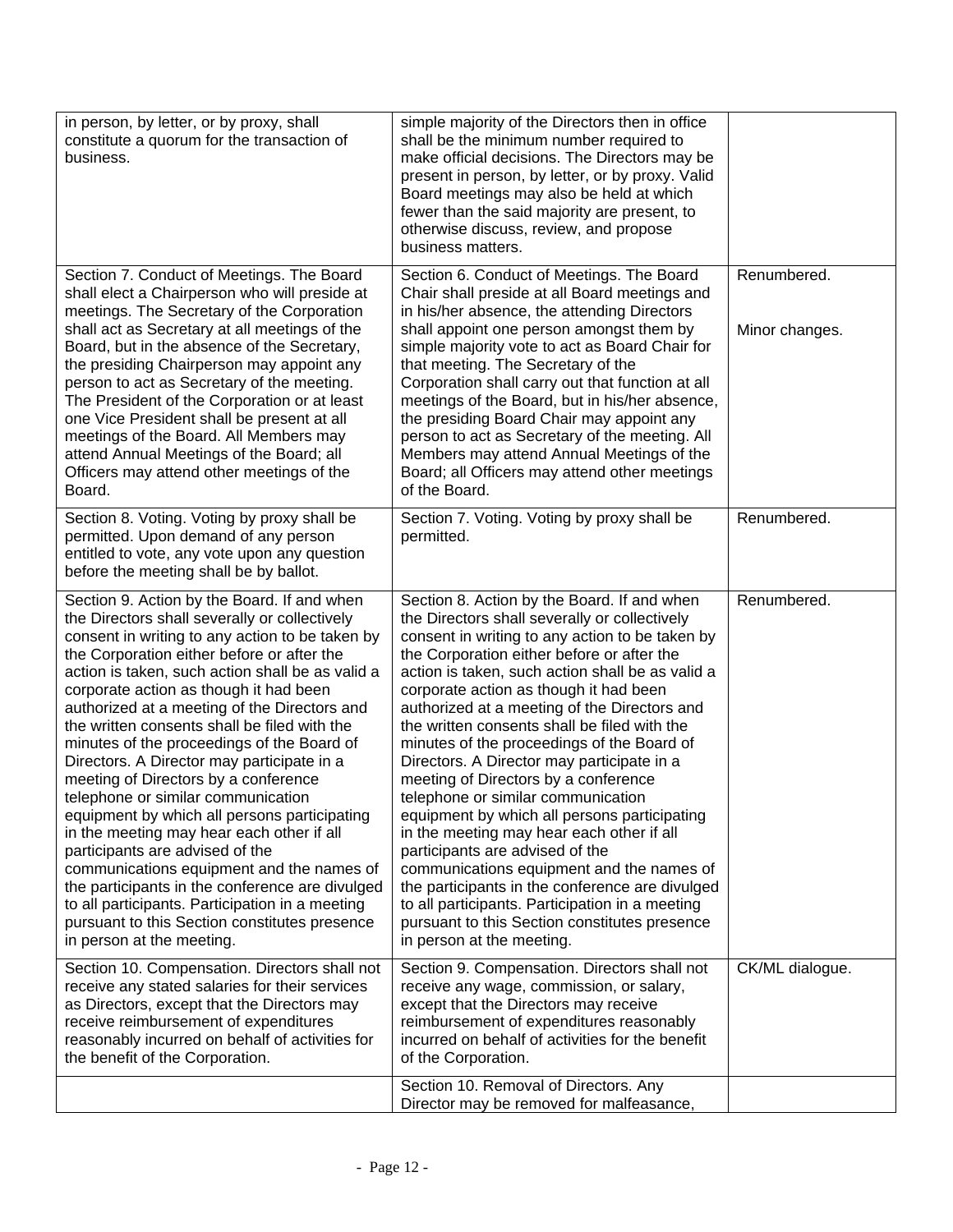| | | |
|---|---|---|
| in person, by letter, or by proxy, shall constitute a quorum for the transaction of business. | simple majority of the Directors then in office shall be the minimum number required to make official decisions. The Directors may be present in person, by letter, or by proxy. Valid Board meetings may also be held at which fewer than the said majority are present, to otherwise discuss, review, and propose business matters. | |
| Section 7. Conduct of Meetings. The Board shall elect a Chairperson who will preside at meetings. The Secretary of the Corporation shall act as Secretary at all meetings of the Board, but in the absence of the Secretary, the presiding Chairperson may appoint any person to act as Secretary of the meeting. The President of the Corporation or at least one Vice President shall be present at all meetings of the Board. All Members may attend Annual Meetings of the Board; all Officers may attend other meetings of the Board. | Section 6. Conduct of Meetings. The Board Chair shall preside at all Board meetings and in his/her absence, the attending Directors shall appoint one person amongst them by simple majority vote to act as Board Chair for that meeting. The Secretary of the Corporation shall carry out that function at all meetings of the Board, but in his/her absence, the presiding Board Chair may appoint any person to act as Secretary of the meeting. All Members may attend Annual Meetings of the Board; all Officers may attend other meetings of the Board. | Renumbered.<br><br>Minor changes. |
| Section 8. Voting. Voting by proxy shall be permitted. Upon demand of any person entitled to vote, any vote upon any question before the meeting shall be by ballot. | Section 7. Voting. Voting by proxy shall be permitted. | Renumbered. |
| Section 9. Action by the Board. If and when the Directors shall severally or collectively consent in writing to any action to be taken by the Corporation either before or after the action is taken, such action shall be as valid a corporate action as though it had been authorized at a meeting of the Directors and the written consents shall be filed with the minutes of the proceedings of the Board of Directors. A Director may participate in a meeting of Directors by a conference telephone or similar communication equipment by which all persons participating in the meeting may hear each other if all participants are advised of the communications equipment and the names of the participants in the conference are divulged to all participants. Participation in a meeting pursuant to this Section constitutes presence in person at the meeting. | Section 8. Action by the Board. If and when the Directors shall severally or collectively consent in writing to any action to be taken by the Corporation either before or after the action is taken, such action shall be as valid a corporate action as though it had been authorized at a meeting of the Directors and the written consents shall be filed with the minutes of the proceedings of the Board of Directors. A Director may participate in a meeting of Directors by a conference telephone or similar communication equipment by which all persons participating in the meeting may hear each other if all participants are advised of the communications equipment and the names of the participants in the conference are divulged to all participants. Participation in a meeting pursuant to this Section constitutes presence in person at the meeting. | Renumbered. |
| Section 10. Compensation. Directors shall not receive any stated salaries for their services as Directors, except that the Directors may receive reimbursement of expenditures reasonably incurred on behalf of activities for the benefit of the Corporation. | Section 9. Compensation. Directors shall not receive any wage, commission, or salary, except that the Directors may receive reimbursement of expenditures reasonably incurred on behalf of activities for the benefit of the Corporation. | CK/ML dialogue. |
| | Section 10. Removal of Directors. Any Director may be removed for malfeasance, | |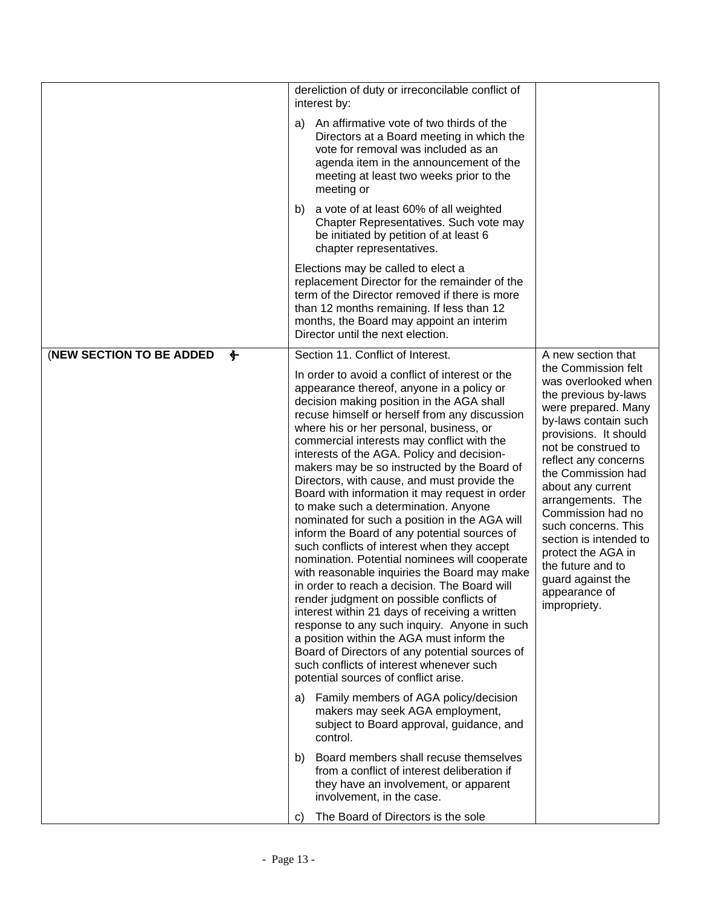| | | |
|---|---|---|
| | dereliction of duty or irreconcilable conflict of interest by:<br><br>a) An affirmative vote of two thirds of the Directors at a Board meeting in which the vote for removal was included as an agenda item in the announcement of the meeting at least two weeks prior to the meeting or<br><br>b) a vote of at least 60% of all weighted Chapter Representatives. Such vote may be initiated by petition of at least 6 chapter representatives.<br><br>Elections may be called to elect a replacement Director for the remainder of the term of the Director removed if there is more than 12 months remaining. If less than 12 months, the Board may appoint an interim Director until the next election. | |
| (**NEW SECTION TO BE ADDED** ) | Section 11. Conflict of Interest.<br><br>In order to avoid a conflict of interest or the appearance thereof, anyone in a policy or decision making position in the AGA shall recuse himself or herself from any discussion where his or her personal, business, or commercial interests may conflict with the interests of the AGA. Policy and decision-makers may be so instructed by the Board of Directors, with cause, and must provide the Board with information it may request in order to make such a determination. Anyone nominated for such a position in the AGA will inform the Board of any potential sources of such conflicts of interest when they accept nomination. Potential nominees will cooperate with reasonable inquiries the Board may make in order to reach a decision. The Board will render judgment on possible conflicts of interest within 21 days of receiving a written response to any such inquiry. Anyone in such a position within the AGA must inform the Board of Directors of any potential sources of such conflicts of interest whenever such potential sources of conflict arise.<br><br>a) Family members of AGA policy/decision makers may seek AGA employment, subject to Board approval, guidance, and control.<br><br>b) Board members shall recuse themselves from a conflict of interest deliberation if they have an involvement, or apparent involvement, in the case.<br><br>c) The Board of Directors is the sole | A new section that the Commission felt was overlooked when the previous by-laws were prepared. Many by-laws contain such provisions. It should not be construed to reflect any concerns the Commission had about any current arrangements. The Commission had no such concerns. This section is intended to protect the AGA in the future and to guard against the appearance of impropriety. |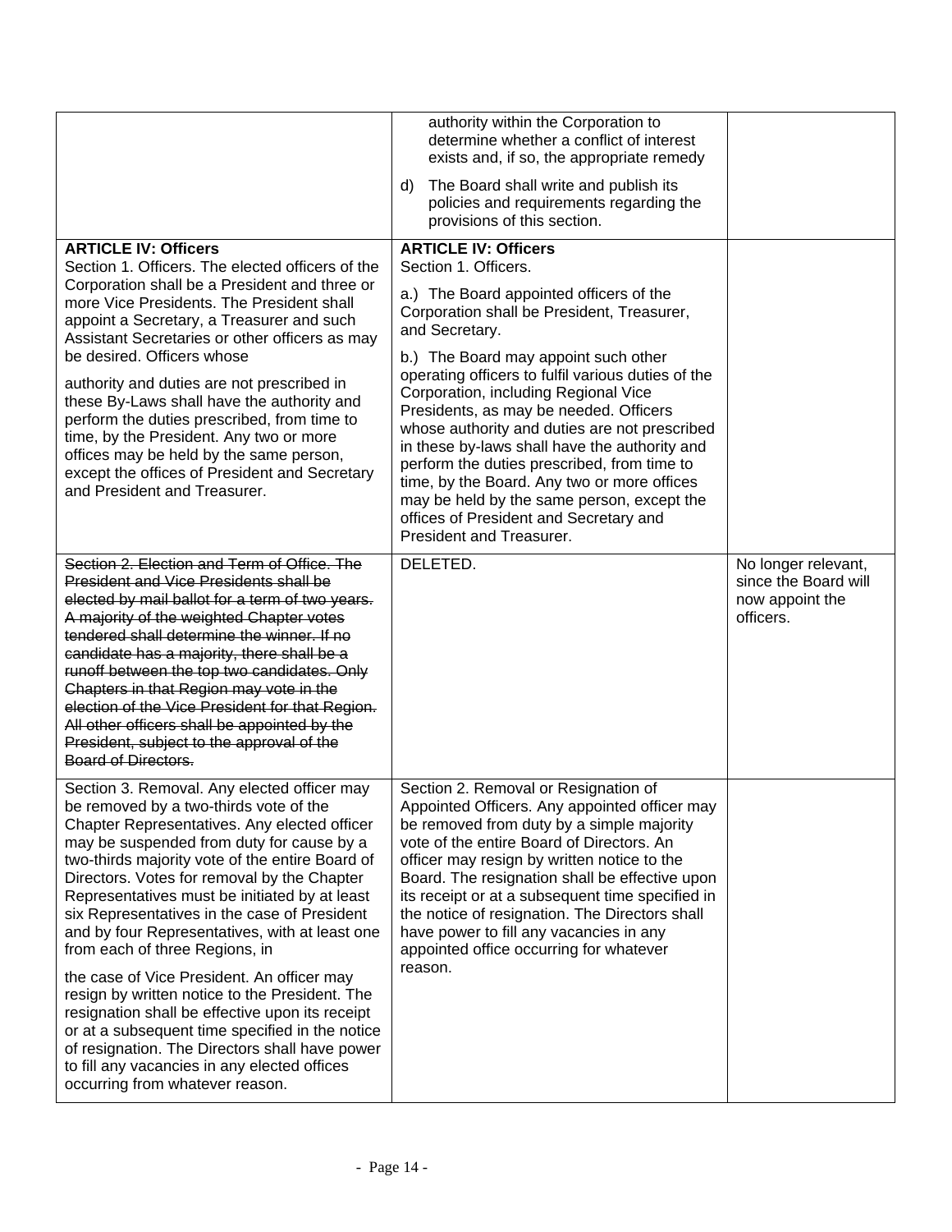| | | |
|---|---|---|
| | authority within the Corporation to determine whether a conflict of interest exists and, if so, the appropriate remedy<br><br>d) The Board shall write and publish its policies and requirements regarding the provisions of this section. | |
| **ARTICLE IV: Officers**<br>Section 1. Officers. The elected officers of the Corporation shall be a President and three or more Vice Presidents. The President shall appoint a Secretary, a Treasurer and such Assistant Secretaries or other officers as may be desired. Officers whose authority and duties are not prescribed in these By-Laws shall have the authority and perform the duties prescribed, from time to time, by the President. Any two or more offices may be held by the same person, except the offices of President and Secretary and President and Treasurer. | **ARTICLE IV: Officers**<br>Section 1. Officers.<br><br>a.) The Board appointed officers of the Corporation shall be President, Treasurer, and Secretary.<br><br>b.) The Board may appoint such other operating officers to fulfil various duties of the Corporation, including Regional Vice Presidents, as may be needed. Officers whose authority and duties are not prescribed in these by-laws shall have the authority and perform the duties prescribed, from time to time, by the Board. Any two or more offices may be held by the same person, except the offices of President and Secretary and President and Treasurer. | |
| ~~Section 2. Election and Term of Office. The President and Vice Presidents shall be elected by mail ballot for a term of two years. A majority of the weighted Chapter votes tendered shall determine the winner. If no candidate has a majority, there shall be a runoff between the top two candidates. Only Chapters in that Region may vote in the election of the Vice President for that Region. All other officers shall be appointed by the President, subject to the approval of the Board of Directors.~~ | DELETED. | No longer relevant, since the Board will now appoint the officers. |
| Section 3. Removal. Any elected officer may be removed by a two-thirds vote of the Chapter Representatives. Any elected officer may be suspended from duty for cause by a two-thirds majority vote of the entire Board of Directors. Votes for removal by the Chapter Representatives must be initiated by at least six Representatives in the case of President and by four Representatives, with at least one from each of three Regions, in the case of Vice President. An officer may resign by written notice to the President. The resignation shall be effective upon its receipt or at a subsequent time specified in the notice of resignation. The Directors shall have power to fill any vacancies in any elected offices occurring from whatever reason. | Section 2. Removal or Resignation of Appointed Officers. Any appointed officer may be removed from duty by a simple majority vote of the entire Board of Directors. An officer may resign by written notice to the Board. The resignation shall be effective upon its receipt or at a subsequent time specified in the notice of resignation. The Directors shall have power to fill any vacancies in any appointed office occurring for whatever reason. | |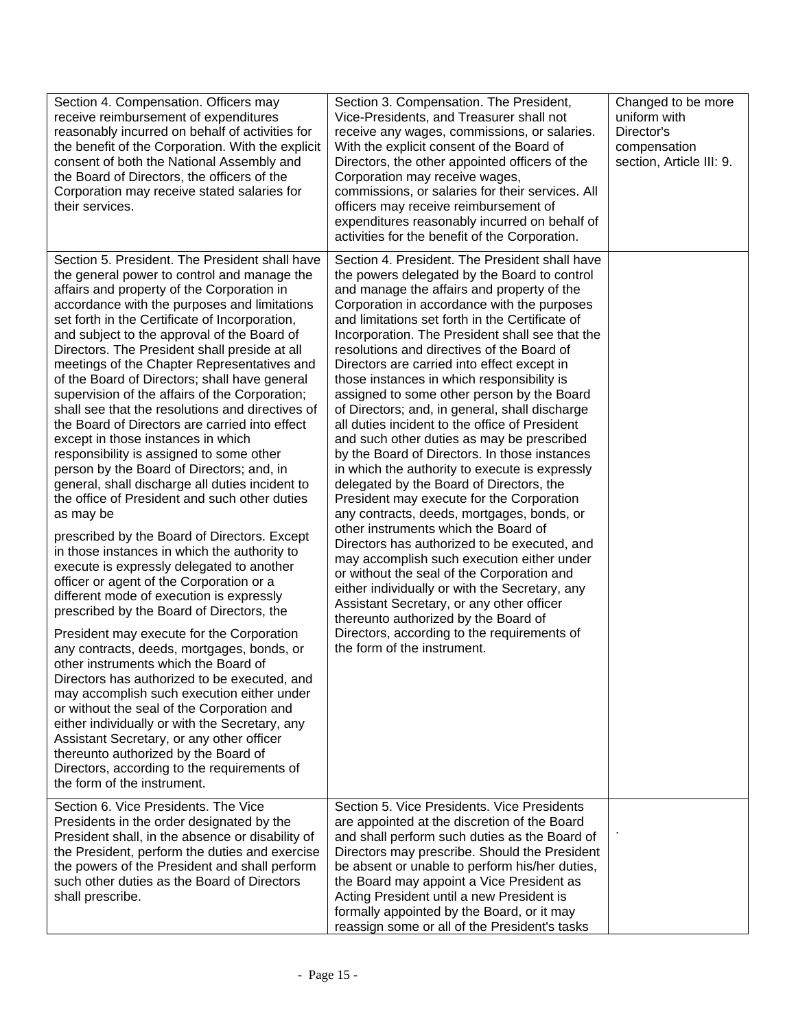| | | |
|---|---|---|
| Section 4. Compensation. Officers may receive reimbursement of expenditures reasonably incurred on behalf of activities for the benefit of the Corporation. With the explicit consent of both the National Assembly and the Board of Directors, the officers of the Corporation may receive stated salaries for their services. | Section 3. Compensation. The President, Vice-Presidents, and Treasurer shall not receive any wages, commissions, or salaries. With the explicit consent of the Board of Directors, the other appointed officers of the Corporation may receive wages, commissions, or salaries for their services. All officers may receive reimbursement of expenditures reasonably incurred on behalf of activities for the benefit of the Corporation. | Changed to be more uniform with Director's compensation section, Article III: 9. |
| Section 5. President. The President shall have the general power to control and manage the affairs and property of the Corporation in accordance with the purposes and limitations set forth in the Certificate of Incorporation, and subject to the approval of the Board of Directors. The President shall preside at all meetings of the Chapter Representatives and of the Board of Directors; shall have general supervision of the affairs of the Corporation; shall see that the resolutions and directives of the Board of Directors are carried into effect except in those instances in which responsibility is assigned to some other person by the Board of Directors; and, in general, shall discharge all duties incident to the office of President and such other duties as may be prescribed by the Board of Directors. Except in those instances in which the authority to execute is expressly delegated to another officer or agent of the Corporation or a different mode of execution is expressly prescribed by the Board of Directors, the President may execute for the Corporation any contracts, deeds, mortgages, bonds, or other instruments which the Board of Directors has authorized to be executed, and may accomplish such execution either under or without the seal of the Corporation and either individually or with the Secretary, any Assistant Secretary, or any other officer thereunto authorized by the Board of Directors, according to the requirements of the form of the instrument. | Section 4. President. The President shall have the powers delegated by the Board to control and manage the affairs and property of the Corporation in accordance with the purposes and limitations set forth in the Certificate of Incorporation. The President shall see that the resolutions and directives of the Board of Directors are carried into effect except in those instances in which responsibility is assigned to some other person by the Board of Directors; and, in general, shall discharge all duties incident to the office of President and such other duties as may be prescribed by the Board of Directors. In those instances in which the authority to execute is expressly delegated by the Board of Directors, the President may execute for the Corporation any contracts, deeds, mortgages, bonds, or other instruments which the Board of Directors has authorized to be executed, and may accomplish such execution either under or without the seal of the Corporation and either individually or with the Secretary, any Assistant Secretary, or any other officer thereunto authorized by the Board of Directors, according to the requirements of the form of the instrument. | |
| Section 6. Vice Presidents. The Vice Presidents in the order designated by the President shall, in the absence or disability of the President, perform the duties and exercise the powers of the President and shall perform such other duties as the Board of Directors shall prescribe. | Section 5. Vice Presidents. Vice Presidents are appointed at the discretion of the Board and shall perform such duties as the Board of Directors may prescribe. Should the President be absent or unable to perform his/her duties, the Board may appoint a Vice President as Acting President until a new President is formally appointed by the Board, or it may reassign some or all of the President's tasks | . |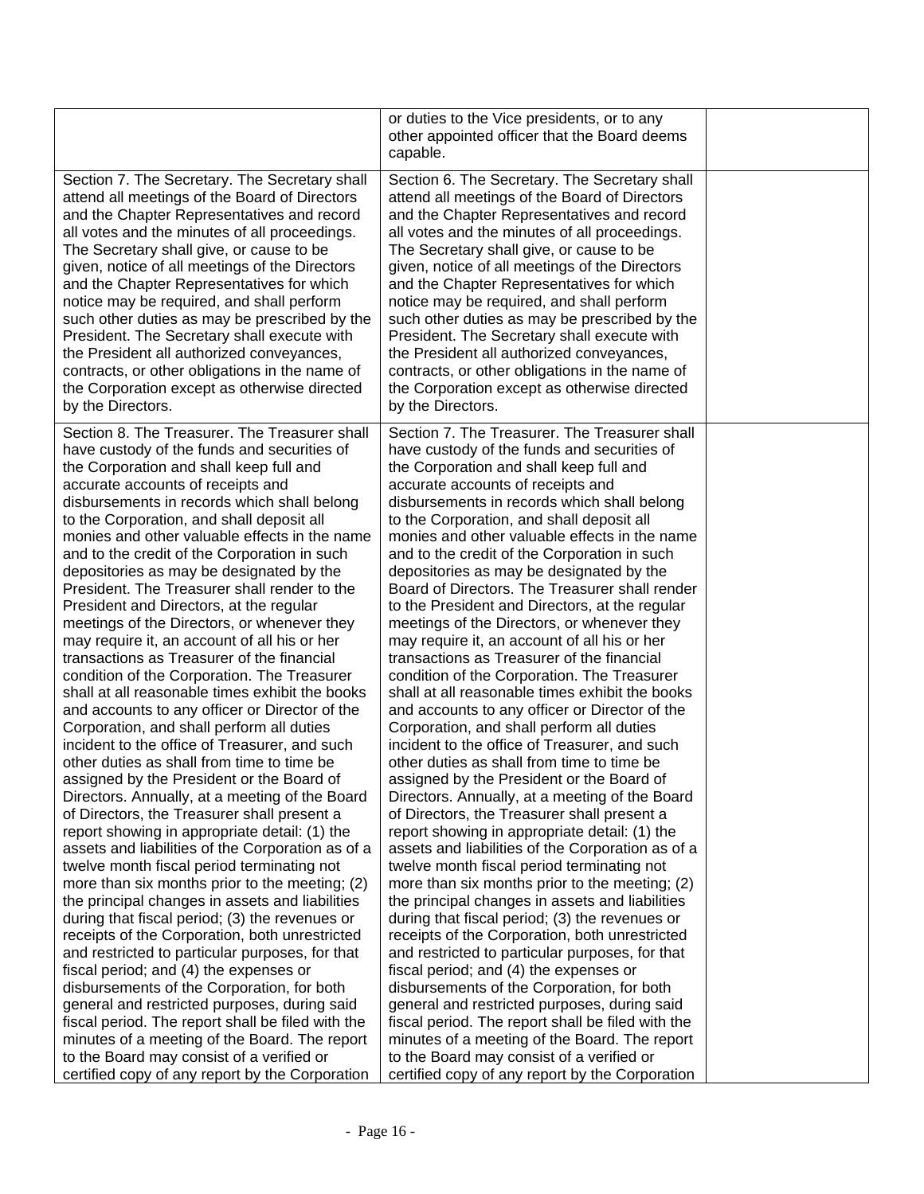| | | |
|---|---|---|
| | or duties to the Vice presidents, or to any other appointed officer that the Board deems capable. | |
| Section 7. The Secretary. The Secretary shall attend all meetings of the Board of Directors and the Chapter Representatives and record all votes and the minutes of all proceedings. The Secretary shall give, or cause to be given, notice of all meetings of the Directors and the Chapter Representatives for which notice may be required, and shall perform such other duties as may be prescribed by the President. The Secretary shall execute with the President all authorized conveyances, contracts, or other obligations in the name of the Corporation except as otherwise directed by the Directors. | Section 6. The Secretary. The Secretary shall attend all meetings of the Board of Directors and the Chapter Representatives and record all votes and the minutes of all proceedings. The Secretary shall give, or cause to be given, notice of all meetings of the Directors and the Chapter Representatives for which notice may be required, and shall perform such other duties as may be prescribed by the President. The Secretary shall execute with the President all authorized conveyances, contracts, or other obligations in the name of the Corporation except as otherwise directed by the Directors. | |
| Section 8. The Treasurer. The Treasurer shall have custody of the funds and securities of the Corporation and shall keep full and accurate accounts of receipts and disbursements in records which shall belong to the Corporation, and shall deposit all monies and other valuable effects in the name and to the credit of the Corporation in such depositories as may be designated by the President. The Treasurer shall render to the President and Directors, at the regular meetings of the Directors, or whenever they may require it, an account of all his or her transactions as Treasurer of the financial condition of the Corporation. The Treasurer shall at all reasonable times exhibit the books and accounts to any officer or Director of the Corporation, and shall perform all duties incident to the office of Treasurer, and such other duties as shall from time to time be assigned by the President or the Board of Directors. Annually, at a meeting of the Board of Directors, the Treasurer shall present a report showing in appropriate detail: (1) the assets and liabilities of the Corporation as of a twelve month fiscal period terminating not more than six months prior to the meeting; (2) the principal changes in assets and liabilities during that fiscal period; (3) the revenues or receipts of the Corporation, both unrestricted and restricted to particular purposes, for that fiscal period; and (4) the expenses or disbursements of the Corporation, for both general and restricted purposes, during said fiscal period. The report shall be filed with the minutes of a meeting of the Board. The report to the Board may consist of a verified or certified copy of any report by the Corporation | Section 7. The Treasurer. The Treasurer shall have custody of the funds and securities of the Corporation and shall keep full and accurate accounts of receipts and disbursements in records which shall belong to the Corporation, and shall deposit all monies and other valuable effects in the name and to the credit of the Corporation in such depositories as may be designated by the Board of Directors. The Treasurer shall render to the President and Directors, at the regular meetings of the Directors, or whenever they may require it, an account of all his or her transactions as Treasurer of the financial condition of the Corporation. The Treasurer shall at all reasonable times exhibit the books and accounts to any officer or Director of the Corporation, and shall perform all duties incident to the office of Treasurer, and such other duties as shall from time to time be assigned by the President or the Board of Directors. Annually, at a meeting of the Board of Directors, the Treasurer shall present a report showing in appropriate detail: (1) the assets and liabilities of the Corporation as of a twelve month fiscal period terminating not more than six months prior to the meeting; (2) the principal changes in assets and liabilities during that fiscal period; (3) the revenues or receipts of the Corporation, both unrestricted and restricted to particular purposes, for that fiscal period; and (4) the expenses or disbursements of the Corporation, for both general and restricted purposes, during said fiscal period. The report shall be filed with the minutes of a meeting of the Board. The report to the Board may consist of a verified or certified copy of any report by the Corporation | |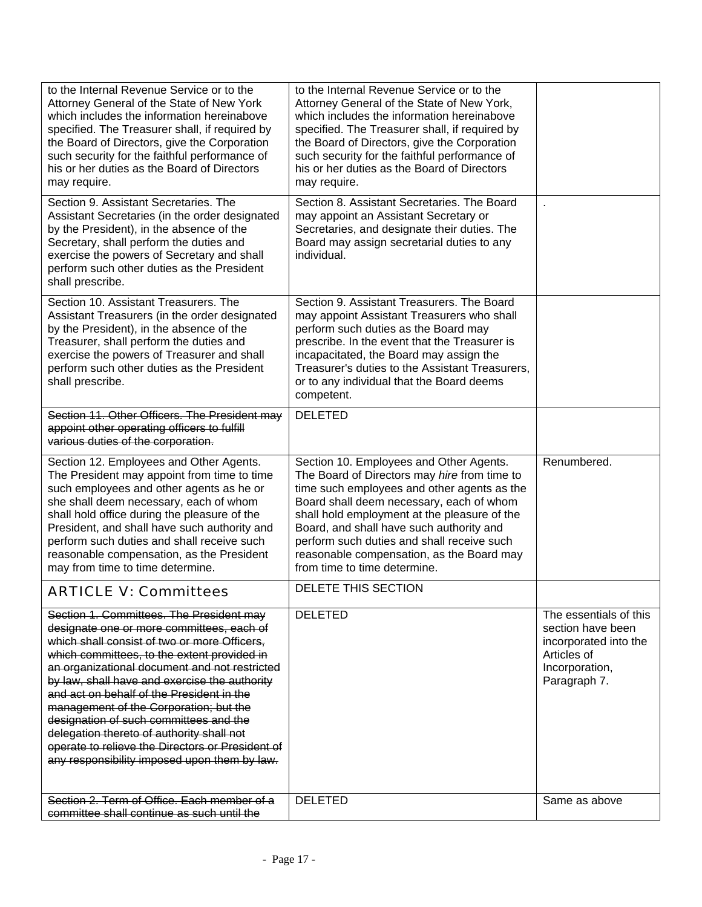| | | |
|---|---|---|
| to the Internal Revenue Service or to the Attorney General of the State of New York which includes the information hereinabove specified. The Treasurer shall, if required by the Board of Directors, give the Corporation such security for the faithful performance of his or her duties as the Board of Directors may require. | to the Internal Revenue Service or to the Attorney General of the State of New York, which includes the information hereinabove specified. The Treasurer shall, if required by the Board of Directors, give the Corporation such security for the faithful performance of his or her duties as the Board of Directors may require. | |
| Section 9. Assistant Secretaries. The Assistant Secretaries (in the order designated by the President), in the absence of the Secretary, shall perform the duties and exercise the powers of Secretary and shall perform such other duties as the President shall prescribe. | Section 8. Assistant Secretaries. The Board may appoint an Assistant Secretary or Secretaries, and designate their duties. The Board may assign secretarial duties to any individual. | . |
| Section 10. Assistant Treasurers. The Assistant Treasurers (in the order designated by the President), in the absence of the Treasurer, shall perform the duties and exercise the powers of Treasurer and shall perform such other duties as the President shall prescribe. | Section 9. Assistant Treasurers. The Board may appoint Assistant Treasurers who shall perform such duties as the Board may prescribe. In the event that the Treasurer is incapacitated, the Board may assign the Treasurer's duties to the Assistant Treasurers, or to any individual that the Board deems competent. | |
| ~~Section 11. Other Officers. The President may appoint other operating officers to fulfill various duties of the corporation.~~ | DELETED | |
| Section 12. Employees and Other Agents. The President may appoint from time to time such employees and other agents as he or she shall deem necessary, each of whom shall hold office during the pleasure of the President, and shall have such authority and perform such duties and shall receive such reasonable compensation, as the President may from time to time determine. | Section 10. Employees and Other Agents. The Board of Directors may *hire* from time to time such employees and other agents as the Board shall deem necessary, each of whom shall hold employment at the pleasure of the Board, and shall have such authority and perform such duties and shall receive such reasonable compensation, as the Board may from time to time determine. | Renumbered. |
| ARTICLE V: Committees | DELETE THIS SECTION | |
| ~~Section 1. Committees. The President may designate one or more committees, each of which shall consist of two or more Officers, which committees, to the extent provided in an organizational document and not restricted by law, shall have and exercise the authority and act on behalf of the President in the management of the Corporation; but the designation of such committees and the delegation thereto of authority shall not operate to relieve the Directors or President of any responsibility imposed upon them by law.~~ | DELETED | The essentials of this section have been incorporated into the Articles of Incorporation, Paragraph 7. |
| ~~Section 2. Term of Office. Each member of a committee shall continue as such until the~~ | DELETED | Same as above |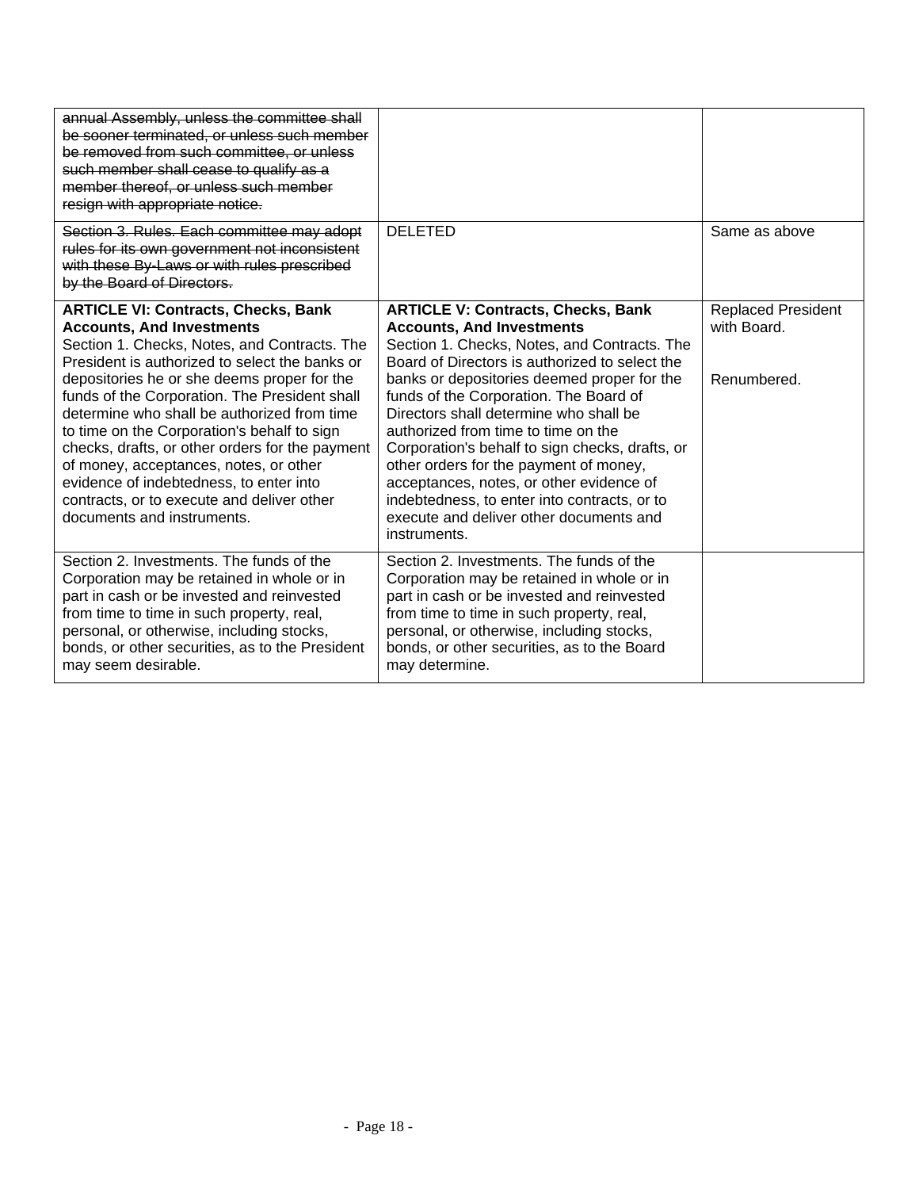| | | |
|---|---|---|
| ~~annual Assembly, unless the committee shall be sooner terminated, or unless such member be removed from such committee, or unless such member shall cease to qualify as a member thereof, or unless such member resign with appropriate notice.~~ | | |
| ~~Section 3. Rules. Each committee may adopt rules for its own government not inconsistent with these By-Laws or with rules prescribed by the Board of Directors.~~ | DELETED | Same as above |
| **ARTICLE VI: Contracts, Checks, Bank Accounts, And Investments** Section 1. Checks, Notes, and Contracts. The President is authorized to select the banks or depositories he or she deems proper for the funds of the Corporation. The President shall determine who shall be authorized from time to time on the Corporation's behalf to sign checks, drafts, or other orders for the payment of money, acceptances, notes, or other evidence of indebtedness, to enter into contracts, or to execute and deliver other documents and instruments. | **ARTICLE V: Contracts, Checks, Bank Accounts, And Investments** Section 1. Checks, Notes, and Contracts. The Board of Directors is authorized to select the banks or depositories deemed proper for the funds of the Corporation. The Board of Directors shall determine who shall be authorized from time to time on the Corporation's behalf to sign checks, drafts, or other orders for the payment of money, acceptances, notes, or other evidence of indebtedness, to enter into contracts, or to execute and deliver other documents and instruments. | Replaced President with Board.<br><br>Renumbered. |
| Section 2. Investments. The funds of the Corporation may be retained in whole or in part in cash or be invested and reinvested from time to time in such property, real, personal, or otherwise, including stocks, bonds, or other securities, as to the President may seem desirable. | Section 2. Investments. The funds of the Corporation may be retained in whole or in part in cash or be invested and reinvested from time to time in such property, real, personal, or otherwise, including stocks, bonds, or other securities, as to the Board may determine. | |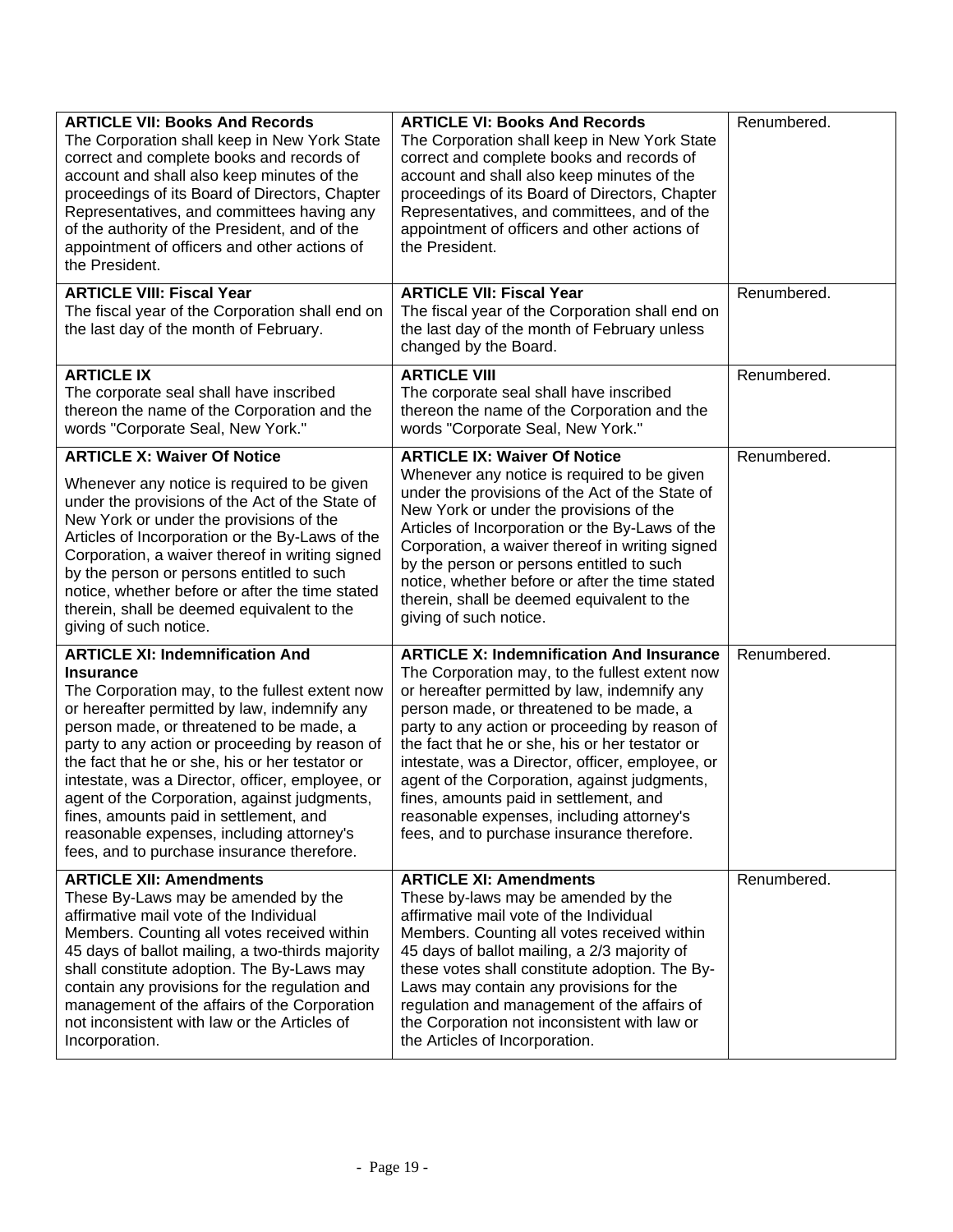| | | |
|---|---|---|
| **ARTICLE VII: Books And Records**<br>The Corporation shall keep in New York State correct and complete books and records of account and shall also keep minutes of the proceedings of its Board of Directors, Chapter Representatives, and committees having any of the authority of the President, and of the appointment of officers and other actions of the President. | **ARTICLE VI: Books And Records**<br>The Corporation shall keep in New York State correct and complete books and records of account and shall also keep minutes of the proceedings of its Board of Directors, Chapter Representatives, and committees, and of the appointment of officers and other actions of the President. | Renumbered. |
| **ARTICLE VIII: Fiscal Year**<br>The fiscal year of the Corporation shall end on the last day of the month of February. | **ARTICLE VII: Fiscal Year**<br>The fiscal year of the Corporation shall end on the last day of the month of February unless changed by the Board. | Renumbered. |
| **ARTICLE IX**<br>The corporate seal shall have inscribed thereon the name of the Corporation and the words "Corporate Seal, New York." | **ARTICLE VIII**<br>The corporate seal shall have inscribed thereon the name of the Corporation and the words "Corporate Seal, New York." | Renumbered. |
| **ARTICLE X: Waiver Of Notice**<br>Whenever any notice is required to be given under the provisions of the Act of the State of New York or under the provisions of the Articles of Incorporation or the By-Laws of the Corporation, a waiver thereof in writing signed by the person or persons entitled to such notice, whether before or after the time stated therein, shall be deemed equivalent to the giving of such notice. | **ARTICLE IX: Waiver Of Notice**<br>Whenever any notice is required to be given under the provisions of the Act of the State of New York or under the provisions of the Articles of Incorporation or the By-Laws of the Corporation, a waiver thereof in writing signed by the person or persons entitled to such notice, whether before or after the time stated therein, shall be deemed equivalent to the giving of such notice. | Renumbered. |
| **ARTICLE XI: Indemnification And Insurance**<br>The Corporation may, to the fullest extent now or hereafter permitted by law, indemnify any person made, or threatened to be made, a party to any action or proceeding by reason of the fact that he or she, his or her testator or intestate, was a Director, officer, employee, or agent of the Corporation, against judgments, fines, amounts paid in settlement, and reasonable expenses, including attorney's fees, and to purchase insurance therefore. | **ARTICLE X: Indemnification And Insurance**<br>The Corporation may, to the fullest extent now or hereafter permitted by law, indemnify any person made, or threatened to be made, a party to any action or proceeding by reason of the fact that he or she, his or her testator or intestate, was a Director, officer, employee, or agent of the Corporation, against judgments, fines, amounts paid in settlement, and reasonable expenses, including attorney's fees, and to purchase insurance therefore. | Renumbered. |
| **ARTICLE XII: Amendments**<br>These By-Laws may be amended by the affirmative mail vote of the Individual Members. Counting all votes received within 45 days of ballot mailing, a two-thirds majority shall constitute adoption. The By-Laws may contain any provisions for the regulation and management of the affairs of the Corporation not inconsistent with law or the Articles of Incorporation. | **ARTICLE XI: Amendments**<br>These by-laws may be amended by the affirmative mail vote of the Individual Members. Counting all votes received within 45 days of ballot mailing, a 2/3 majority of these votes shall constitute adoption. The By-Laws may contain any provisions for the regulation and management of the affairs of the Corporation not inconsistent with law or the Articles of Incorporation. | Renumbered. |